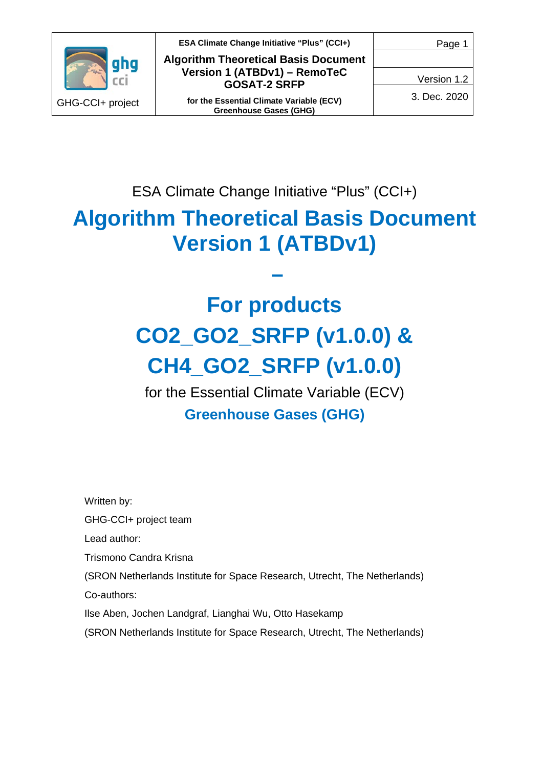ESA Climate Change Initiative “Plus” (CCI+)

# Algorithm Theoretical Basis Document Version 1 (ATBDv1)

# –

# For products $CO_2$_GO2_SRFP (v1.0.0) & $CH_4$_GO2_SRFP (v1.0.0)

for the Essential Climate Variable (ECV)

**Greenhouse Gases (GHG)**

Written by:

GHG-CCI+ project team

Lead author:

Trismono Candra Krisna

(SRON Netherlands Institute for Space Research, Utrecht, The Netherlands)

Co-authors:

Ilse Aben, Jochen Landgraf, Lianghai Wu, Otto Hasekamp

(SRON Netherlands Institute for Space Research, Utrecht, The Netherlands)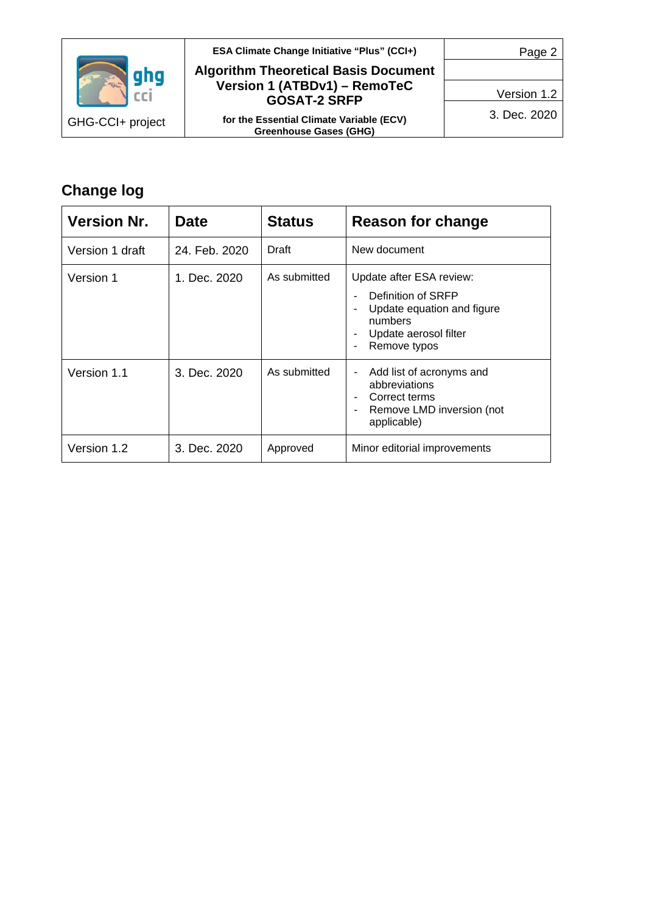## Change log

| Version Nr. | Date | Status | Reason for change |
|---|---|---|---|
| Version 1 draft | 24. Feb. 2020 | Draft | New document |
| Version 1 | 1. Dec. 2020 | As submitted | Update after ESA review:<br>- Definition of SRFP<br>- Update equation and figure numbers<br>- Update aerosol filter<br>- Remove typos |
| Version 1.1 | 3. Dec. 2020 | As submitted | - Add list of acronyms and abbreviations<br>- Correct terms<br>- Remove LMD inversion (not applicable) |
| Version 1.2 | 3. Dec. 2020 | Approved | Minor editorial improvements |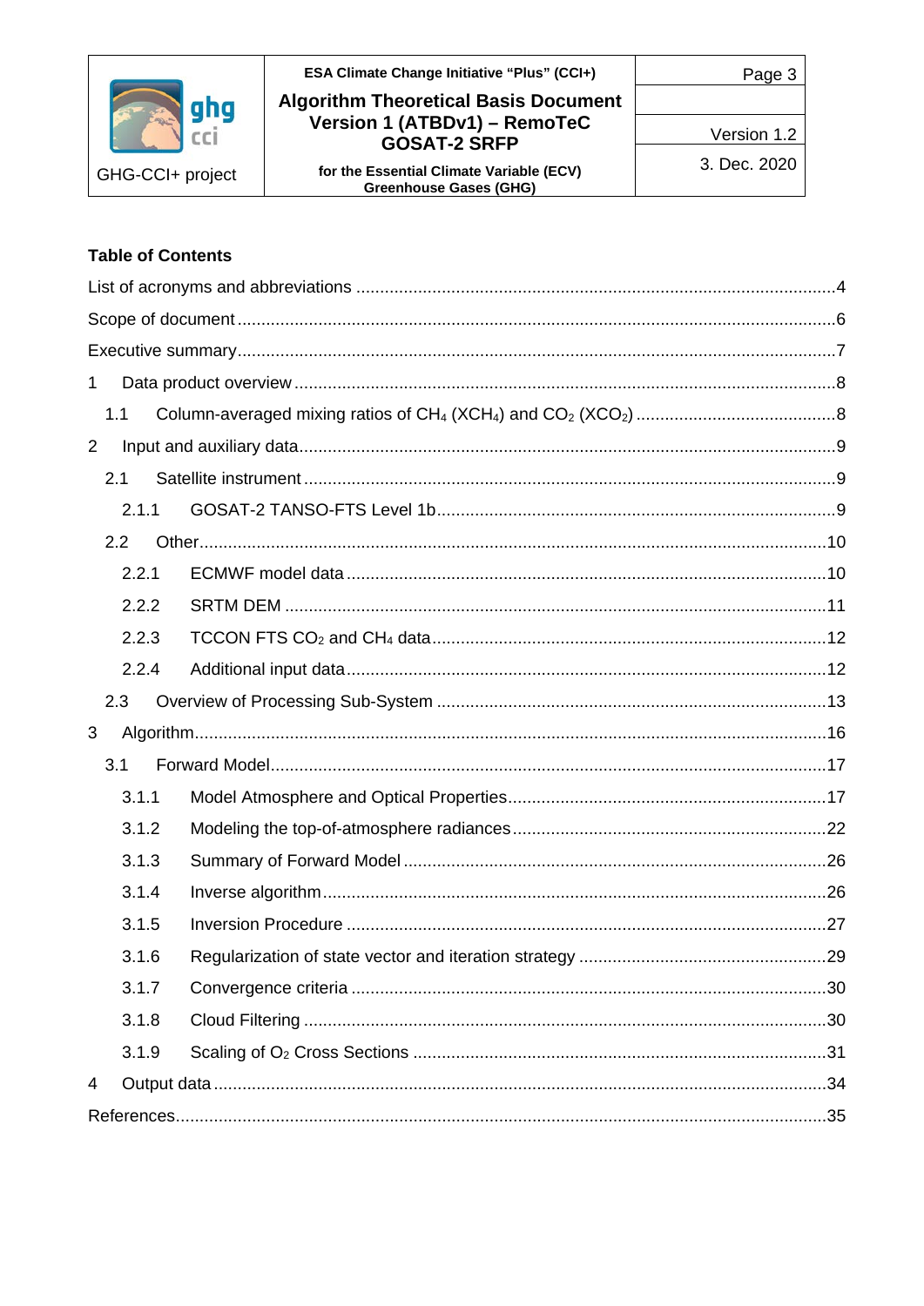## Table of Contents

List of acronyms and abbreviations ....4

Scope of document ....6

Executive summary ....7

1 Data product overview ....8

  1.1 Column-averaged mixing ratios of $CH_4$ ($XCH_4$) and $CO_2$ ($XCO_2$) ....8

2 Input and auxiliary data ....9

  2.1 Satellite instrument ....9

    2.1.1 GOSAT-2 TANSO-FTS Level 1b ....9

  2.2 Other ....10

    2.2.1 ECMWF model data ....10

    2.2.2 SRTM DEM ....11

    2.2.3 TCCON FTS $CO_2$ and $CH_4$ data ....12

    2.2.4 Additional input data ....12

  2.3 Overview of Processing Sub-System ....13

3 Algorithm ....16

  3.1 Forward Model ....17

    3.1.1 Model Atmosphere and Optical Properties ....17

    3.1.2 Modeling the top-of-atmosphere radiances ....22

    3.1.3 Summary of Forward Model ....26

    3.1.4 Inverse algorithm ....26

    3.1.5 Inversion Procedure ....27

    3.1.6 Regularization of state vector and iteration strategy ....29

    3.1.7 Convergence criteria ....30

    3.1.8 Cloud Filtering ....30

    3.1.9 Scaling of $O_2$ Cross Sections ....31

4 Output data ....34

References ....35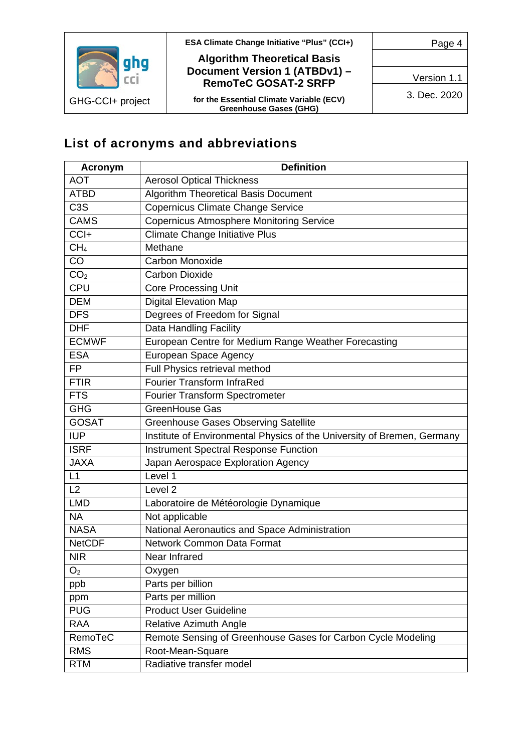## List of acronyms and abbreviations

| Acronym | Definition |
|---|---|
| AOT | Aerosol Optical Thickness |
| ATBD | Algorithm Theoretical Basis Document |
| C3S | Copernicus Climate Change Service |
| CAMS | Copernicus Atmosphere Monitoring Service |
| CCI+ | Climate Change Initiative Plus |
| $CH_4$ | Methane |
| CO | Carbon Monoxide |
| $CO_2$ | Carbon Dioxide |
| CPU | Core Processing Unit |
| DEM | Digital Elevation Map |
| DFS | Degrees of Freedom for Signal |
| DHF | Data Handling Facility |
| ECMWF | European Centre for Medium Range Weather Forecasting |
| ESA | European Space Agency |
| FP | Full Physics retrieval method |
| FTIR | Fourier Transform InfraRed |
| FTS | Fourier Transform Spectrometer |
| GHG | GreenHouse Gas |
| GOSAT | Greenhouse Gases Observing Satellite |
| IUP | Institute of Environmental Physics of the University of Bremen, Germany |
| ISRF | Instrument Spectral Response Function |
| JAXA | Japan Aerospace Exploration Agency |
| L1 | Level 1 |
| L2 | Level 2 |
| LMD | Laboratoire de Météorologie Dynamique |
| NA | Not applicable |
| NASA | National Aeronautics and Space Administration |
| NetCDF | Network Common Data Format |
| NIR | Near Infrared |
| $O_2$ | Oxygen |
| ppb | Parts per billion |
| ppm | Parts per million |
| PUG | Product User Guideline |
| RAA | Relative Azimuth Angle |
| RemoTeC | Remote Sensing of Greenhouse Gases for Carbon Cycle Modeling |
| RMS | Root-Mean-Square |
| RTM | Radiative transfer model |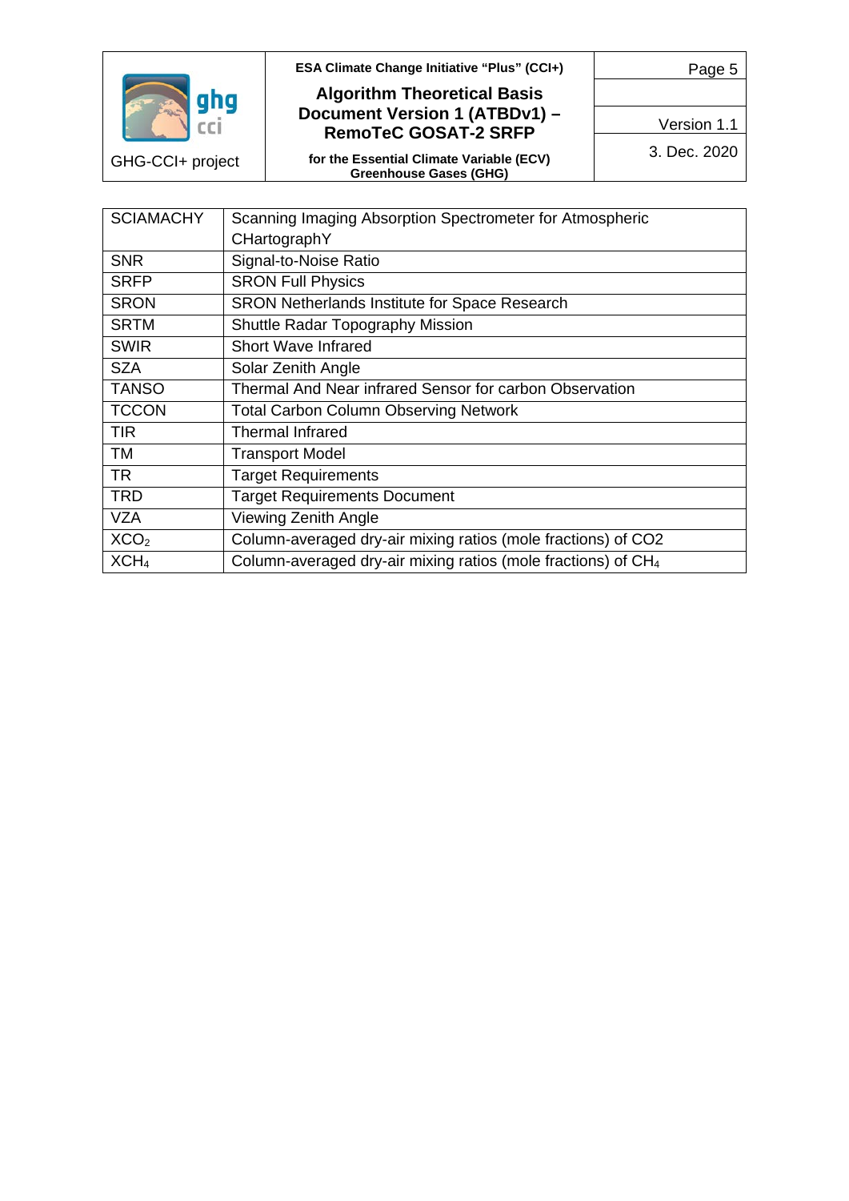| | |
|---|---|
| SCIAMACHY | Scanning Imaging Absorption Spectrometer for Atmospheric CHartographY |
| SNR | Signal-to-Noise Ratio |
| SRFP | SRON Full Physics |
| SRON | SRON Netherlands Institute for Space Research |
| SRTM | Shuttle Radar Topography Mission |
| SWIR | Short Wave Infrared |
| SZA | Solar Zenith Angle |
| TANSO | Thermal And Near infrared Sensor for carbon Observation |
| TCCON | Total Carbon Column Observing Network |
| TIR | Thermal Infrared |
| TM | Transport Model |
| TR | Target Requirements |
| TRD | Target Requirements Document |
| VZA | Viewing Zenith Angle |
| $XCO_2$ | Column-averaged dry-air mixing ratios (mole fractions) of CO2 |
| $XCH_4$ | Column-averaged dry-air mixing ratios (mole fractions) of $CH_4$ |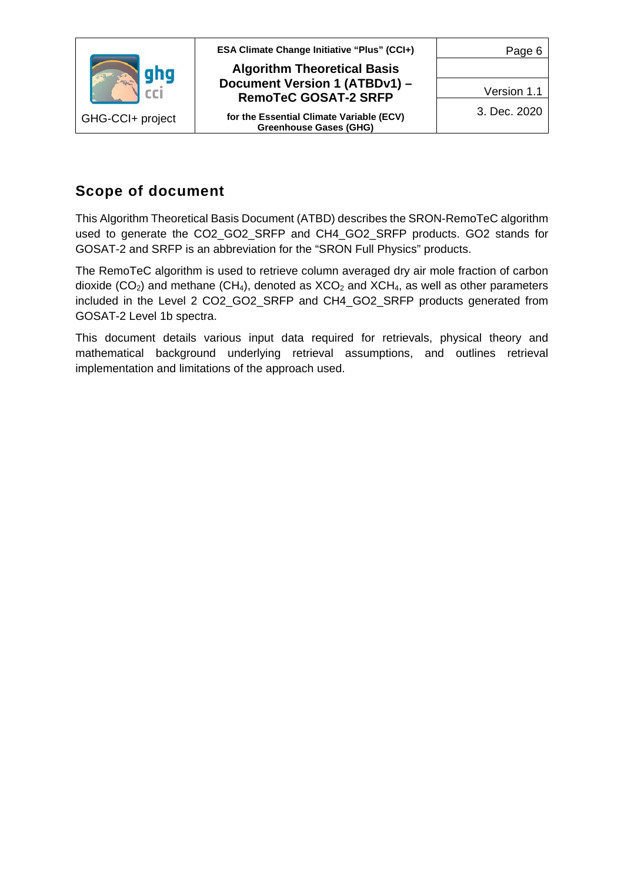# Scope of document

This Algorithm Theoretical Basis Document (ATBD) describes the SRON-RemoTeC algorithm used to generate the CO2_GO2_SRFP and CH4_GO2_SRFP products. GO2 stands for GOSAT-2 and SRFP is an abbreviation for the "SRON Full Physics" products.

The RemoTeC algorithm is used to retrieve column averaged dry air mole fraction of carbon dioxide ($CO_2$) and methane ($CH_4$), denoted as $XCO_2$ and $XCH_4$, as well as other parameters included in the Level 2 CO2_GO2_SRFP and CH4_GO2_SRFP products generated from GOSAT-2 Level 1b spectra.

This document details various input data required for retrievals, physical theory and mathematical background underlying retrieval assumptions, and outlines retrieval implementation and limitations of the approach used.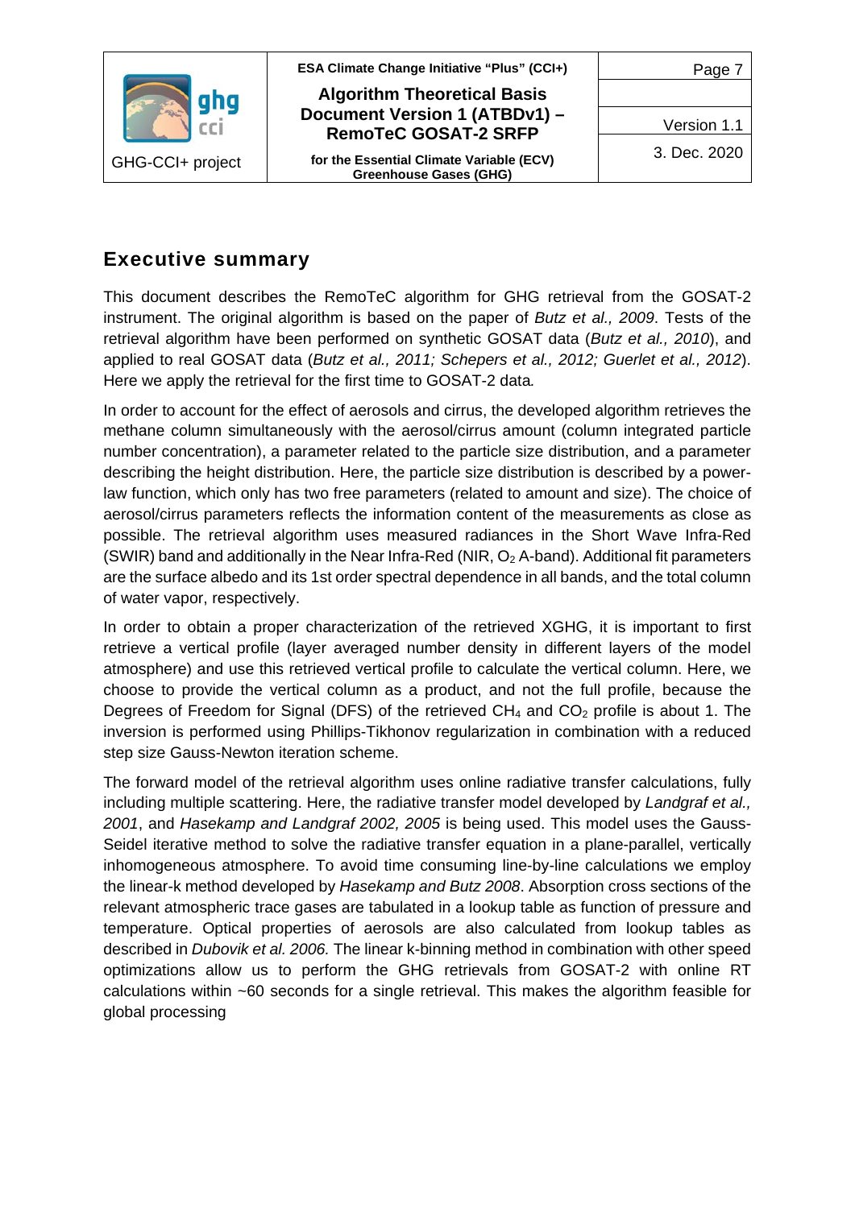## Executive summary

This document describes the RemoTeC algorithm for GHG retrieval from the GOSAT-2 instrument. The original algorithm is based on the paper of *Butz et al., 2009*. Tests of the retrieval algorithm have been performed on synthetic GOSAT data (*Butz et al., 2010*), and applied to real GOSAT data (*Butz et al., 2011; Schepers et al., 2012; Guerlet et al., 2012*). Here we apply the retrieval for the first time to GOSAT-2 data*.*

In order to account for the effect of aerosols and cirrus, the developed algorithm retrieves the methane column simultaneously with the aerosol/cirrus amount (column integrated particle number concentration), a parameter related to the particle size distribution, and a parameter describing the height distribution. Here, the particle size distribution is described by a power-law function, which only has two free parameters (related to amount and size). The choice of aerosol/cirrus parameters reflects the information content of the measurements as close as possible. The retrieval algorithm uses measured radiances in the Short Wave Infra-Red (SWIR) band and additionally in the Near Infra-Red (NIR, $O_2$ A-band). Additional fit parameters are the surface albedo and its 1st order spectral dependence in all bands, and the total column of water vapor, respectively.

In order to obtain a proper characterization of the retrieved XGHG, it is important to first retrieve a vertical profile (layer averaged number density in different layers of the model atmosphere) and use this retrieved vertical profile to calculate the vertical column. Here, we choose to provide the vertical column as a product, and not the full profile, because the Degrees of Freedom for Signal (DFS) of the retrieved $CH_4$ and $CO_2$ profile is about 1. The inversion is performed using Phillips-Tikhonov regularization in combination with a reduced step size Gauss-Newton iteration scheme.

The forward model of the retrieval algorithm uses online radiative transfer calculations, fully including multiple scattering. Here, the radiative transfer model developed by *Landgraf et al., 2001*, and *Hasekamp and Landgraf 2002, 2005* is being used. This model uses the Gauss-Seidel iterative method to solve the radiative transfer equation in a plane-parallel, vertically inhomogeneous atmosphere. To avoid time consuming line-by-line calculations we employ the linear-k method developed by *Hasekamp and Butz 2008*. Absorption cross sections of the relevant atmospheric trace gases are tabulated in a lookup table as function of pressure and temperature. Optical properties of aerosols are also calculated from lookup tables as described in *Dubovik et al. 2006.* The linear k-binning method in combination with other speed optimizations allow us to perform the GHG retrievals from GOSAT-2 with online RT calculations within ~60 seconds for a single retrieval. This makes the algorithm feasible for global processing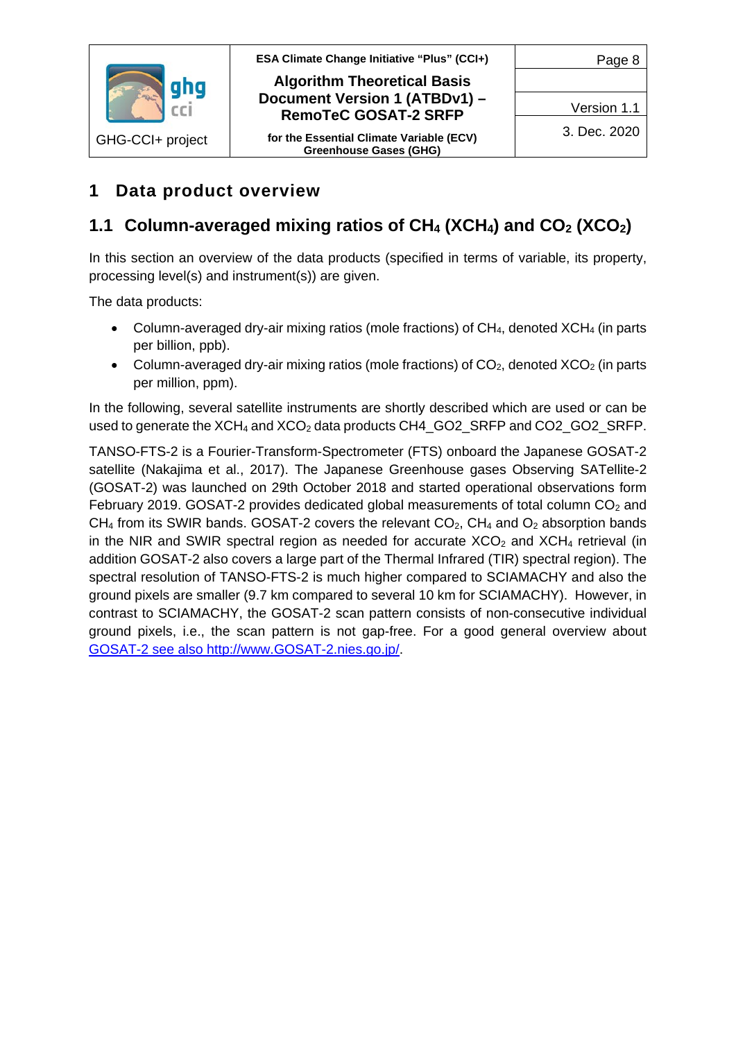#  1 Data product overview

## 1.1 Column-averaged mixing ratios of $CH_4$ ($XCH_4$) and $CO_2$ ($XCO_2$)

In this section an overview of the data products (specified in terms of variable, its property, processing level(s) and instrument(s)) are given.

The data products:

- Column-averaged dry-air mixing ratios (mole fractions) of $CH_4$, denoted $XCH_4$ (in parts per billion, ppb).
- Column-averaged dry-air mixing ratios (mole fractions) of $CO_2$, denoted $XCO_2$ (in parts per million, ppm).

In the following, several satellite instruments are shortly described which are used or can be used to generate the $XCH_4$ and $XCO_2$ data products CH4_GO2_SRFP and CO2_GO2_SRFP.

TANSO-FTS-2 is a Fourier-Transform-Spectrometer (FTS) onboard the Japanese GOSAT-2 satellite (Nakajima et al., 2017). The Japanese Greenhouse gases Observing SATellite-2 (GOSAT-2) was launched on 29th October 2018 and started operational observations form February 2019. GOSAT-2 provides dedicated global measurements of total column $CO_2$ and $CH_4$ from its SWIR bands. GOSAT-2 covers the relevant $CO_2$, $CH_4$ and $O_2$ absorption bands in the NIR and SWIR spectral region as needed for accurate $XCO_2$ and $XCH_4$ retrieval (in addition GOSAT-2 also covers a large part of the Thermal Infrared (TIR) spectral region). The spectral resolution of TANSO-FTS-2 is much higher compared to SCIAMACHY and also the ground pixels are smaller (9.7 km compared to several 10 km for SCIAMACHY). However, in contrast to SCIAMACHY, the GOSAT-2 scan pattern consists of non-consecutive individual ground pixels, i.e., the scan pattern is not gap-free. For a good general overview about GOSAT-2 see also http://www.GOSAT-2.nies.go.jp/.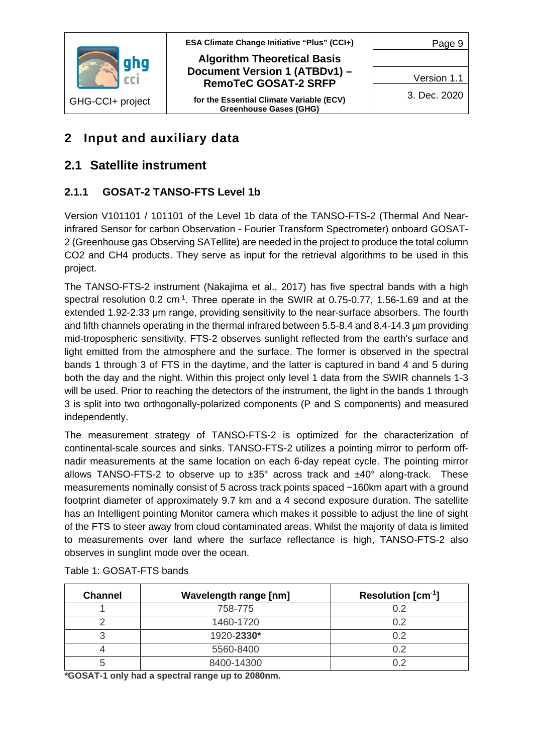# 2 Input and auxiliary data

## 2.1 Satellite instrument

### 2.1.1 GOSAT-2 TANSO-FTS Level 1b

Version V101101 / 101101 of the Level 1b data of the TANSO-FTS-2 (Thermal And Near-infrared Sensor for carbon Observation - Fourier Transform Spectrometer) onboard GOSAT-2 (Greenhouse gas Observing SATellite) are needed in the project to produce the total column CO2 and CH4 products. They serve as input for the retrieval algorithms to be used in this project.

The TANSO-FTS-2 instrument (Nakajima et al., 2017) has five spectral bands with a high spectral resolution 0.2 $cm^{-1}$. Three operate in the SWIR at 0.75-0.77, 1.56-1.69 and at the extended 1.92-2.33 µm range, providing sensitivity to the near-surface absorbers. The fourth and fifth channels operating in the thermal infrared between 5.5-8.4 and 8.4-14.3 µm providing mid-tropospheric sensitivity. FTS-2 observes sunlight reflected from the earth's surface and light emitted from the atmosphere and the surface. The former is observed in the spectral bands 1 through 3 of FTS in the daytime, and the latter is captured in band 4 and 5 during both the day and the night. Within this project only level 1 data from the SWIR channels 1-3 will be used. Prior to reaching the detectors of the instrument, the light in the bands 1 through 3 is split into two orthogonally-polarized components (P and S components) and measured independently.

The measurement strategy of TANSO-FTS-2 is optimized for the characterization of continental-scale sources and sinks. TANSO-FTS-2 utilizes a pointing mirror to perform off-nadir measurements at the same location on each 6-day repeat cycle. The pointing mirror allows TANSO-FTS-2 to observe up to ±35° across track and ±40° along-track. These measurements nominally consist of 5 across track points spaced ~160km apart with a ground footprint diameter of approximately 9.7 km and a 4 second exposure duration. The satellite has an Intelligent pointing Monitor camera which makes it possible to adjust the line of sight of the FTS to steer away from cloud contaminated areas. Whilst the majority of data is limited to measurements over land where the surface reflectance is high, TANSO-FTS-2 also observes in sunglint mode over the ocean.

Table 1: GOSAT-FTS bands

| Channel | Wavelength range [nm] | Resolution [$cm^{-1}$] |
|---|---|---|
| 1 | 758-775 | 0.2 |
| 2 | 1460-1720 | 0.2 |
| 3 | 1920-**2330*** | 0.2 |
| 4 | 5560-8400 | 0.2 |
| 5 | 8400-14300 | 0.2 |

***GOSAT-1 only had a spectral range up to 2080nm.**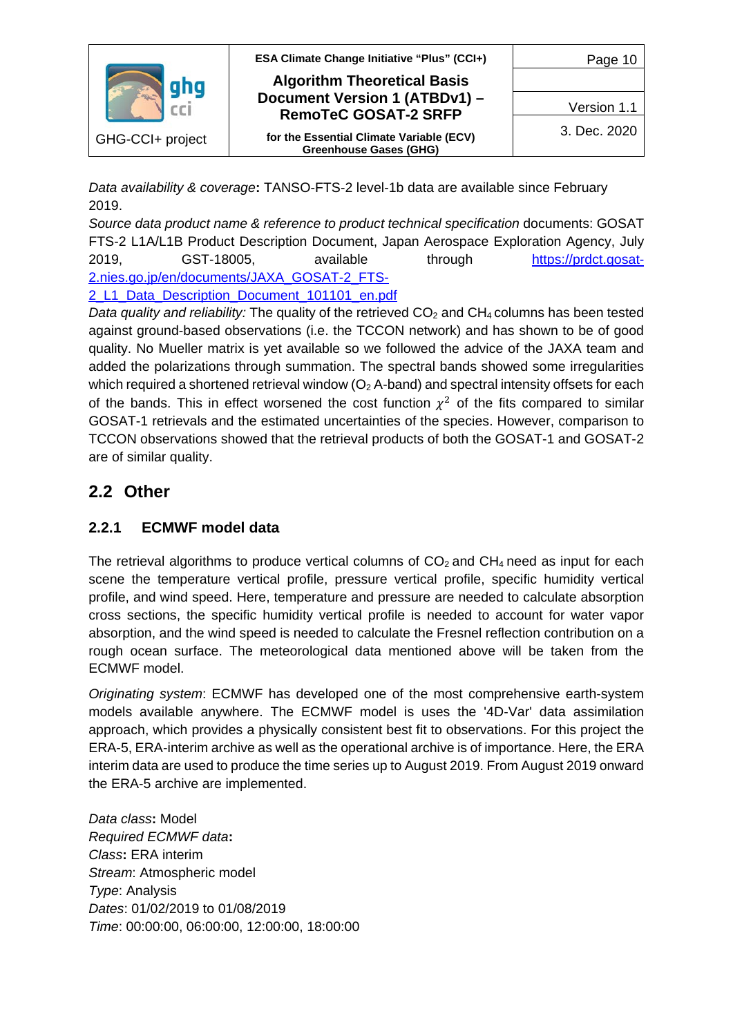*Data availability & coverage*: TANSO-FTS-2 level-1b data are available since February 2019.

*Source data product name & reference to product technical specification* documents: GOSAT FTS-2 L1A/L1B Product Description Document, Japan Aerospace Exploration Agency, July 2019, GST-18005, available through https://prdct.gosat-2.nies.go.jp/en/documents/JAXA_GOSAT-2_FTS-2_L1_Data_Description_Document_101101_en.pdf

*Data quality and reliability:* The quality of the retrieved $CO_2$ and $CH_4$ columns has been tested against ground-based observations (i.e. the TCCON network) and has shown to be of good quality. No Mueller matrix is yet available so we followed the advice of the JAXA team and added the polarizations through summation. The spectral bands showed some irregularities which required a shortened retrieval window ($O_2$ A-band) and spectral intensity offsets for each of the bands. This in effect worsened the cost function $\chi^2$ of the fits compared to similar GOSAT-1 retrievals and the estimated uncertainties of the species. However, comparison to TCCON observations showed that the retrieval products of both the GOSAT-1 and GOSAT-2 are of similar quality.

## 2.2 Other

### 2.2.1 ECMWF model data

The retrieval algorithms to produce vertical columns of $CO_2$ and $CH_4$ need as input for each scene the temperature vertical profile, pressure vertical profile, specific humidity vertical profile, and wind speed. Here, temperature and pressure are needed to calculate absorption cross sections, the specific humidity vertical profile is needed to account for water vapor absorption, and the wind speed is needed to calculate the Fresnel reflection contribution on a rough ocean surface. The meteorological data mentioned above will be taken from the ECMWF model.

*Originating system*: ECMWF has developed one of the most comprehensive earth-system models available anywhere. The ECMWF model is uses the '4D-Var' data assimilation approach, which provides a physically consistent best fit to observations. For this project the ERA-5, ERA-interim archive as well as the operational archive is of importance. Here, the ERA interim data are used to produce the time series up to August 2019. From August 2019 onward the ERA-5 archive are implemented.

*Data class*: Model
*Required ECMWF data*:
*Class*: ERA interim
*Stream*: Atmospheric model
*Type*: Analysis
*Dates*: 01/02/2019 to 01/08/2019
*Time*: 00:00:00, 06:00:00, 12:00:00, 18:00:00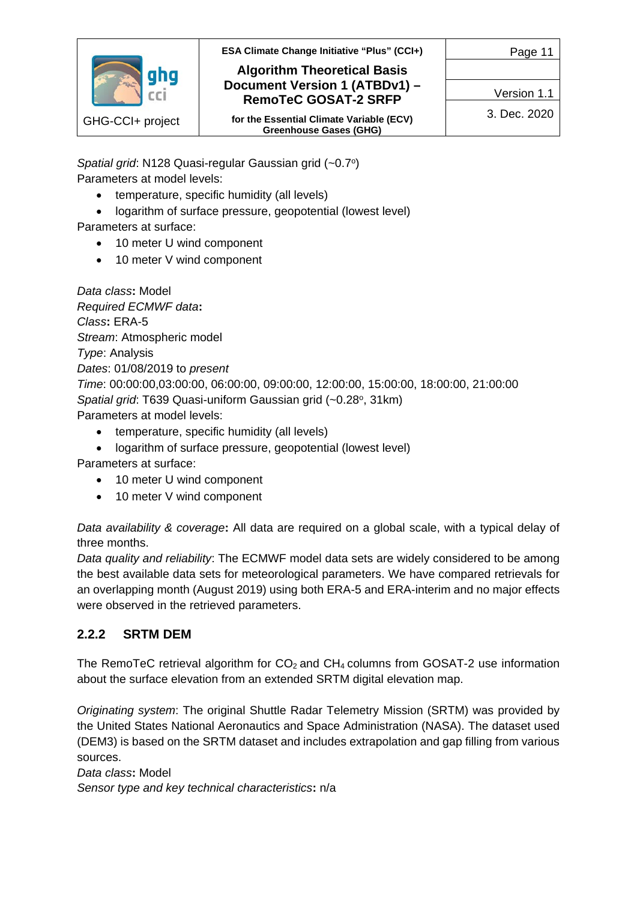*Spatial grid*: N128 Quasi-regular Gaussian grid (~0.7º)
Parameters at model levels:

- temperature, specific humidity (all levels)
- logarithm of surface pressure, geopotential (lowest level)

Parameters at surface:

- 10 meter U wind component
- 10 meter V wind component

*Data class***:** Model
*Required ECMWF data***:**
*Class***:** ERA-5
*Stream*: Atmospheric model
*Type*: Analysis
*Dates*: 01/08/2019 to *present*
*Time*: 00:00:00,03:00:00, 06:00:00, 09:00:00, 12:00:00, 15:00:00, 18:00:00, 21:00:00
*Spatial grid*: T639 Quasi-uniform Gaussian grid (~0.28º, 31km)
Parameters at model levels:

- temperature, specific humidity (all levels)
- logarithm of surface pressure, geopotential (lowest level)

Parameters at surface:

- 10 meter U wind component
- 10 meter V wind component

*Data availability & coverage***:** All data are required on a global scale, with a typical delay of three months.
*Data quality and reliability*: The ECMWF model data sets are widely considered to be among the best available data sets for meteorological parameters. We have compared retrievals for an overlapping month (August 2019) using both ERA-5 and ERA-interim and no major effects were observed in the retrieved parameters.

### 2.2.2 SRTM DEM

The RemoTeC retrieval algorithm for $CO_2$ and $CH_4$ columns from GOSAT-2 use information about the surface elevation from an extended SRTM digital elevation map.

*Originating system*: The original Shuttle Radar Telemetry Mission (SRTM) was provided by the United States National Aeronautics and Space Administration (NASA). The dataset used (DEM3) is based on the SRTM dataset and includes extrapolation and gap filling from various sources.
*Data class***:** Model
*Sensor type and key technical characteristics***:** n/a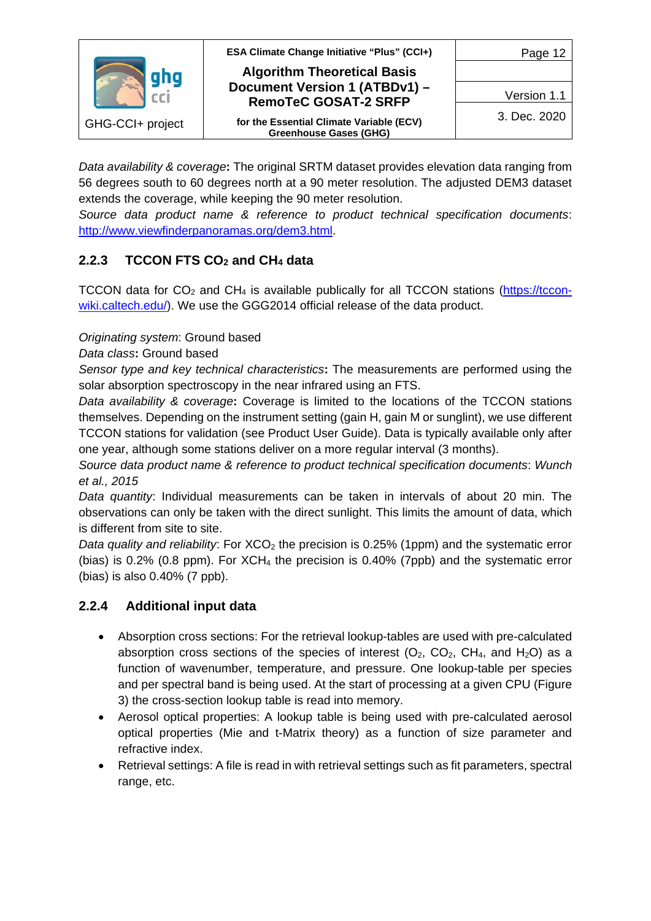*Data availability & coverage*: The original SRTM dataset provides elevation data ranging from 56 degrees south to 60 degrees north at a 90 meter resolution. The adjusted DEM3 dataset extends the coverage, while keeping the 90 meter resolution.
*Source data product name & reference to product technical specification documents*: http://www.viewfinderpanoramas.org/dem3.html.

### 2.2.3 TCCON FTS $CO_2$ and $CH_4$ data

TCCON data for $CO_2$ and $CH_4$ is available publically for all TCCON stations (https://tccon-wiki.caltech.edu/). We use the GGG2014 official release of the data product.

*Originating system*: Ground based
*Data class*: Ground based
*Sensor type and key technical characteristics*: The measurements are performed using the solar absorption spectroscopy in the near infrared using an FTS.
*Data availability & coverage*: Coverage is limited to the locations of the TCCON stations themselves. Depending on the instrument setting (gain H, gain M or sunglint), we use different TCCON stations for validation (see Product User Guide). Data is typically available only after one year, although some stations deliver on a more regular interval (3 months).
*Source data product name & reference to product technical specification documents*: *Wunch et al., 2015*
*Data quantity*: Individual measurements can be taken in intervals of about 20 min. The observations can only be taken with the direct sunlight. This limits the amount of data, which is different from site to site.
*Data quality and reliability*: For $XCO_2$ the precision is 0.25% (1ppm) and the systematic error (bias) is 0.2% (0.8 ppm). For $XCH_4$ the precision is 0.40% (7ppb) and the systematic error (bias) is also 0.40% (7 ppb).

### 2.2.4 Additional input data

- Absorption cross sections: For the retrieval lookup-tables are used with pre-calculated absorption cross sections of the species of interest ($O_2$, $CO_2$, $CH_4$, and $H_2O$) as a function of wavenumber, temperature, and pressure. One lookup-table per species and per spectral band is being used. At the start of processing at a given CPU (Figure 3) the cross-section lookup table is read into memory.
- Aerosol optical properties: A lookup table is being used with pre-calculated aerosol optical properties (Mie and t-Matrix theory) as a function of size parameter and refractive index.
- Retrieval settings: A file is read in with retrieval settings such as fit parameters, spectral range, etc.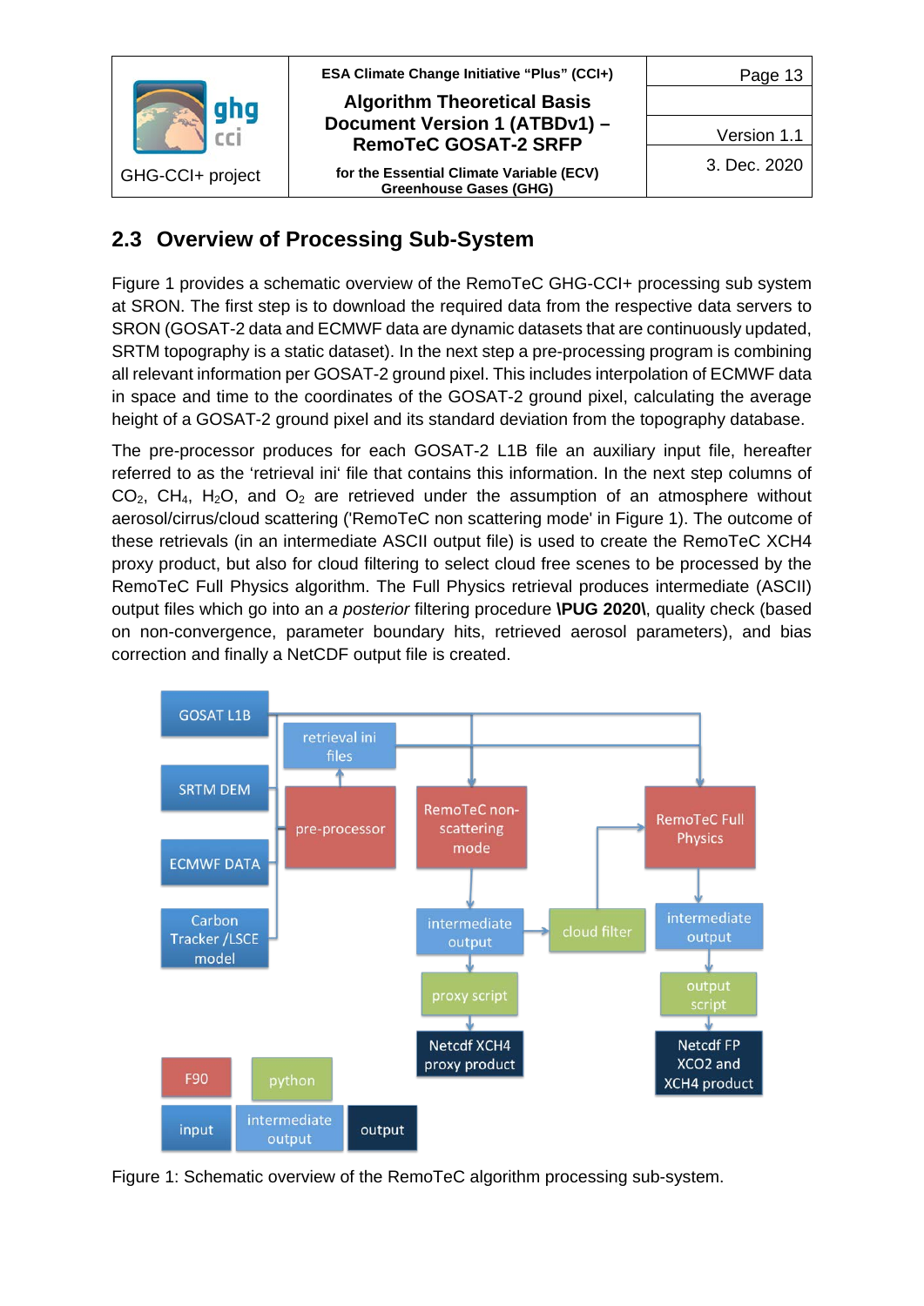## 2.3 Overview of Processing Sub-System

Figure 1 provides a schematic overview of the RemoTeC GHG-CCI+ processing sub system at SRON. The first step is to download the required data from the respective data servers to SRON (GOSAT-2 data and ECMWF data are dynamic datasets that are continuously updated, SRTM topography is a static dataset). In the next step a pre-processing program is combining all relevant information per GOSAT-2 ground pixel. This includes interpolation of ECMWF data in space and time to the coordinates of the GOSAT-2 ground pixel, calculating the average height of a GOSAT-2 ground pixel and its standard deviation from the topography database.

The pre-processor produces for each GOSAT-2 L1B file an auxiliary input file, hereafter referred to as the 'retrieval ini' file that contains this information. In the next step columns of $CO_2$, $CH_4$, $H_2O$, and $O_2$ are retrieved under the assumption of an atmosphere without aerosol/cirrus/cloud scattering ('RemoTeC non scattering mode' in Figure 1). The outcome of these retrievals (in an intermediate ASCII output file) is used to create the RemoTeC XCH4 proxy product, but also for cloud filtering to select cloud free scenes to be processed by the RemoTeC Full Physics algorithm. The Full Physics retrieval produces intermediate (ASCII) output files which go into an *a posterior* filtering procedure **\PUG 2020\**, quality check (based on non-convergence, parameter boundary hits, retrieved aerosol parameters), and bias correction and finally a NetCDF output file is created.

Figure 1: Schematic overview of the RemoTeC algorithm processing sub-system.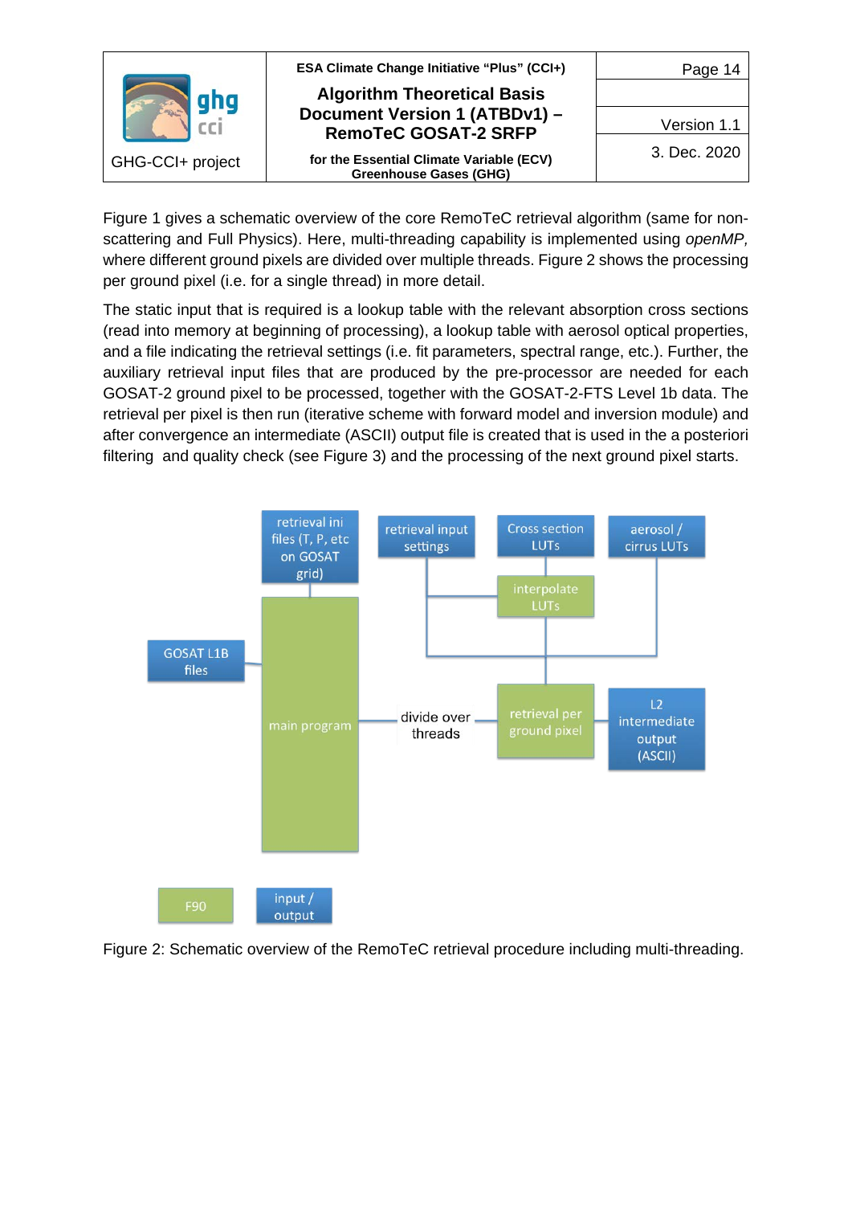Figure 1 gives a schematic overview of the core RemoTeC retrieval algorithm (same for non-scattering and Full Physics). Here, multi-threading capability is implemented using *openMP,* where different ground pixels are divided over multiple threads. Figure 2 shows the processing per ground pixel (i.e. for a single thread) in more detail.

The static input that is required is a lookup table with the relevant absorption cross sections (read into memory at beginning of processing), a lookup table with aerosol optical properties, and a file indicating the retrieval settings (i.e. fit parameters, spectral range, etc.). Further, the auxiliary retrieval input files that are produced by the pre-processor are needed for each GOSAT-2 ground pixel to be processed, together with the GOSAT-2-FTS Level 1b data. The retrieval per pixel is then run (iterative scheme with forward model and inversion module) and after convergence an intermediate (ASCII) output file is created that is used in the a posteriori filtering and quality check (see Figure 3) and the processing of the next ground pixel starts.

retrieval ini files (T, P, etc on GOSAT grid)

retrieval input settings

Cross section LUTs

aerosol / cirrus LUTs

interpolate LUTs

GOSAT L1B files

main program

divide over threads

retrieval per ground pixel

L2 intermediate output (ASCII)

F90

input / output

Figure 2: Schematic overview of the RemoTeC retrieval procedure including multi-threading.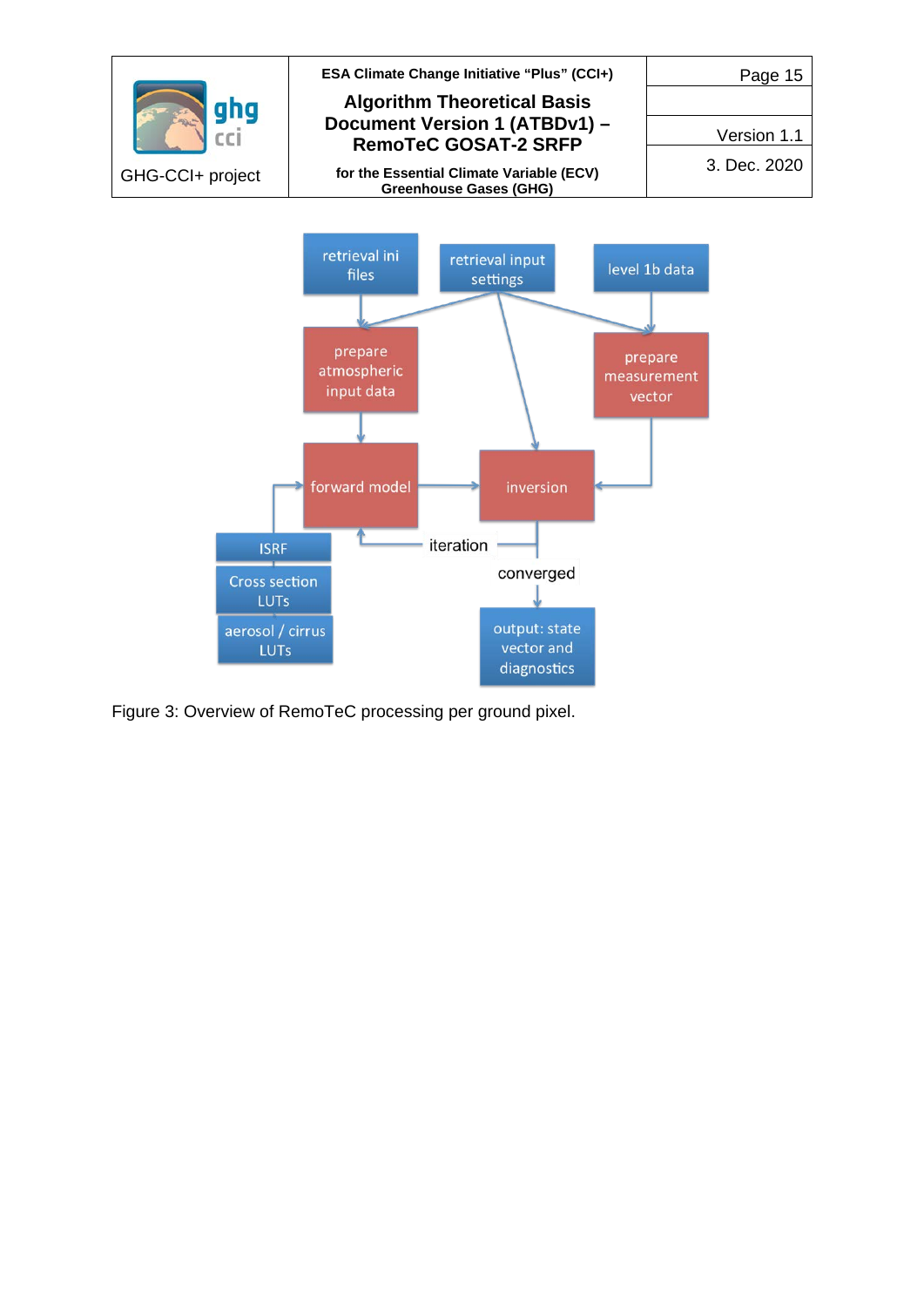Figure 3: Overview of RemoTeC processing per ground pixel.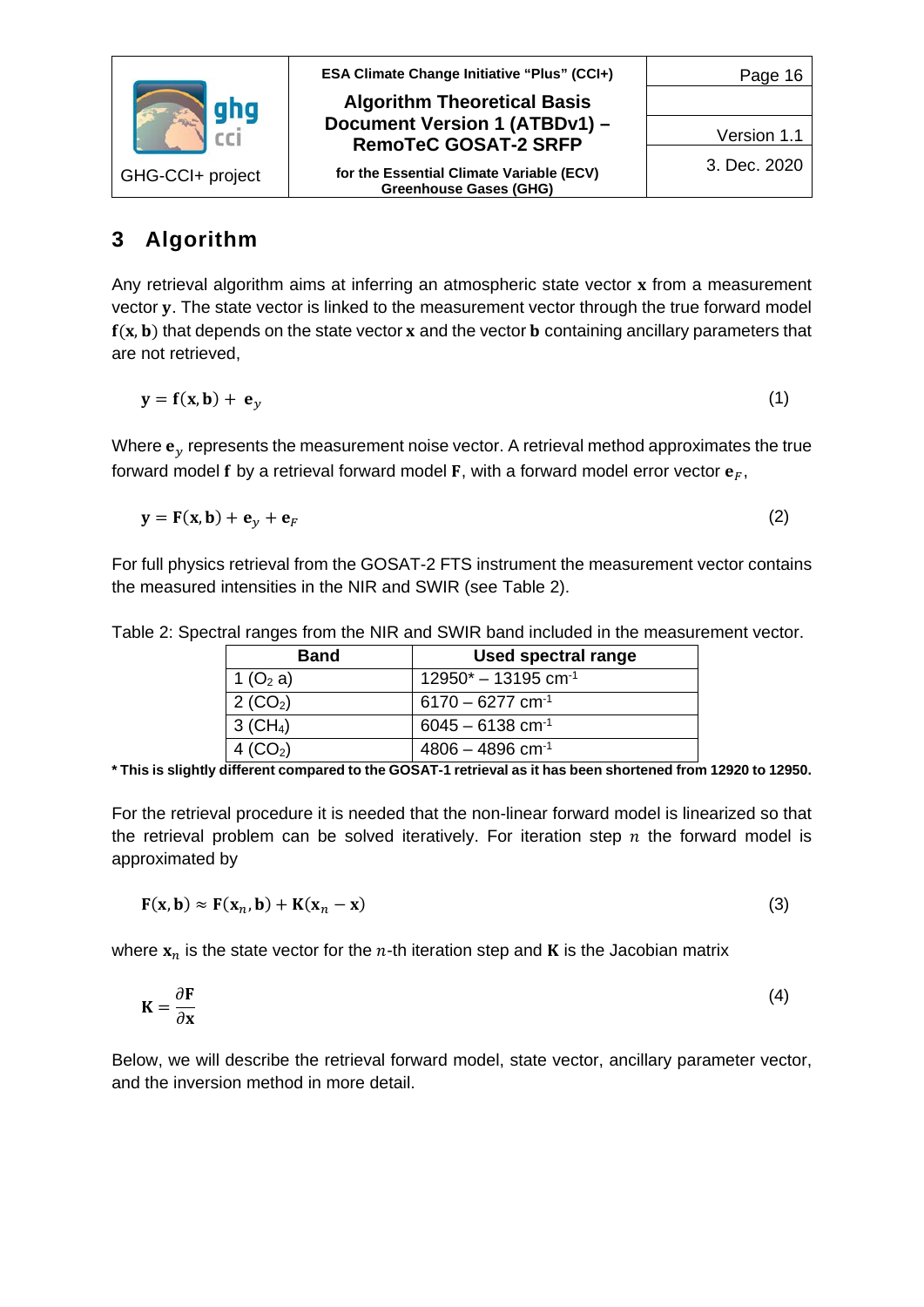# 3 Algorithm

Any retrieval algorithm aims at inferring an atmospheric state vector $\mathbf{x}$ from a measurement vector $\mathbf{y}$. The state vector is linked to the measurement vector through the true forward model $\mathbf{f}(\mathbf{x}, \mathbf{b})$ that depends on the state vector $\mathbf{x}$ and the vector $\mathbf{b}$ containing ancillary parameters that are not retrieved,

$$\mathbf{y} = \mathbf{f}(\mathbf{x}, \mathbf{b}) + \mathbf{e}_y \tag{1}$$

Where $\mathbf{e}_y$ represents the measurement noise vector. A retrieval method approximates the true forward model $\mathbf{f}$ by a retrieval forward model $\mathbf{F}$, with a forward model error vector $\mathbf{e}_F$,

$$\mathbf{y} = \mathbf{F}(\mathbf{x}, \mathbf{b}) + \mathbf{e}_y + \mathbf{e}_F \tag{2}$$

For full physics retrieval from the GOSAT-2 FTS instrument the measurement vector contains the measured intensities in the NIR and SWIR (see Table 2).

Table 2: Spectral ranges from the NIR and SWIR band included in the measurement vector.

| Band | Used spectral range |
|---|---|
| 1 ($O_2$ a) | 12950* – 13195 $cm^{-1}$ |
| 2 ($CO_2$) | 6170 – 6277 $cm^{-1}$ |
| 3 ($CH_4$) | 6045 – 6138 $cm^{-1}$ |
| 4 ($CO_2$) | 4806 – 4896 $cm^{-1}$ |

**\* This is slightly different compared to the GOSAT-1 retrieval as it has been shortened from 12920 to 12950.**

For the retrieval procedure it is needed that the non-linear forward model is linearized so that the retrieval problem can be solved iteratively. For iteration step $n$ the forward model is approximated by

$$\mathbf{F}(\mathbf{x}, \mathbf{b}) \approx \mathbf{F}(\mathbf{x}_n, \mathbf{b}) + \mathbf{K}(\mathbf{x}_n - \mathbf{x}) \tag{3}$$

where $\mathbf{x}_n$ is the state vector for the $n$-th iteration step and $\mathbf{K}$ is the Jacobian matrix

$$\mathbf{K} = \frac{\partial \mathbf{F}}{\partial \mathbf{x}} \tag{4}$$

Below, we will describe the retrieval forward model, state vector, ancillary parameter vector, and the inversion method in more detail.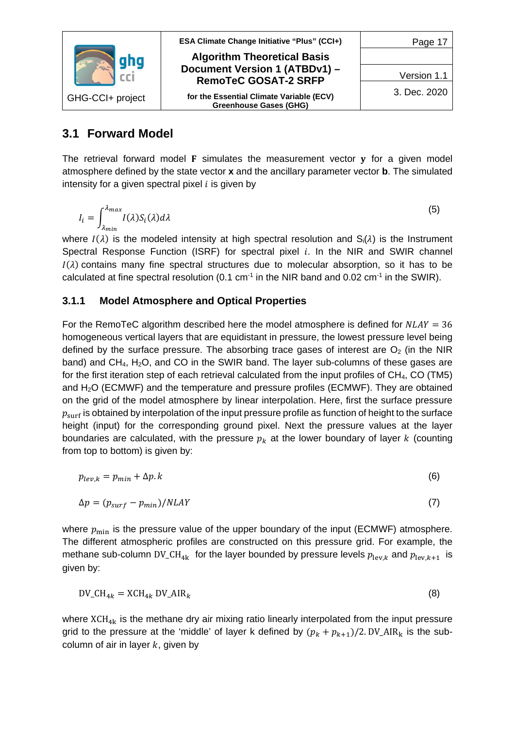## 3.1 Forward Model

The retrieval forward model **F** simulates the measurement vector **y** for a given model atmosphere defined by the state vector **x** and the ancillary parameter vector **b**. The simulated intensity for a given spectral pixel $i$ is given by

$$I_i = \int_{\lambda_{min}}^{\lambda_{max}} I(\lambda) S_i(\lambda) d\lambda \tag{5}$$

where $I(\lambda)$ is the modeled intensity at high spectral resolution and $S_i(\lambda)$ is the Instrument Spectral Response Function (ISRF) for spectral pixel $i$. In the NIR and SWIR channel $I(\lambda)$ contains many fine spectral structures due to molecular absorption, so it has to be calculated at fine spectral resolution (0.1 $cm^{-1}$ in the NIR band and 0.02 $cm^{-1}$ in the SWIR).

### 3.1.1 Model Atmosphere and Optical Properties

For the RemoTeC algorithm described here the model atmosphere is defined for $NLAY = 36$ homogeneous vertical layers that are equidistant in pressure, the lowest pressure level being defined by the surface pressure. The absorbing trace gases of interest are $O_2$ (in the NIR band) and $CH_4$, $H_2O$, and CO in the SWIR band. The layer sub-columns of these gases are for the first iteration step of each retrieval calculated from the input profiles of $CH_4$, CO (TM5) and $H_2O$ (ECMWF) and the temperature and pressure profiles (ECMWF). They are obtained on the grid of the model atmosphere by linear interpolation. Here, first the surface pressure $p_{\text{surf}}$ is obtained by interpolation of the input pressure profile as function of height to the surface height (input) for the corresponding ground pixel. Next the pressure values at the layer boundaries are calculated, with the pressure $p_k$ at the lower boundary of layer $k$ (counting from top to bottom) is given by:

$$p_{lev,k} = p_{min} + \Delta p.k \tag{6}$$

$$\Delta p = (p_{surf} - p_{min})/NLAY \tag{7}$$

where $p_{\min}$ is the pressure value of the upper boundary of the input (ECMWF) atmosphere. The different atmospheric profiles are constructed on this pressure grid. For example, the methane sub-column $\text{DV\_CH}_{4k}$ for the layer bounded by pressure levels $p_{\text{lev},k}$ and $p_{\text{lev},k+1}$ is given by:

$$\text{DV\_CH}_{4k} = \text{XCH}_{4k}\, \text{DV\_AIR}_k \tag{8}$$

where $\text{XCH}_{4k}$ is the methane dry air mixing ratio linearly interpolated from the input pressure grid to the pressure at the 'middle' of layer k defined by $(p_k + p_{k+1})/2$. $\text{DV\_AIR}_\text{k}$ is the sub-column of air in layer $k$, given by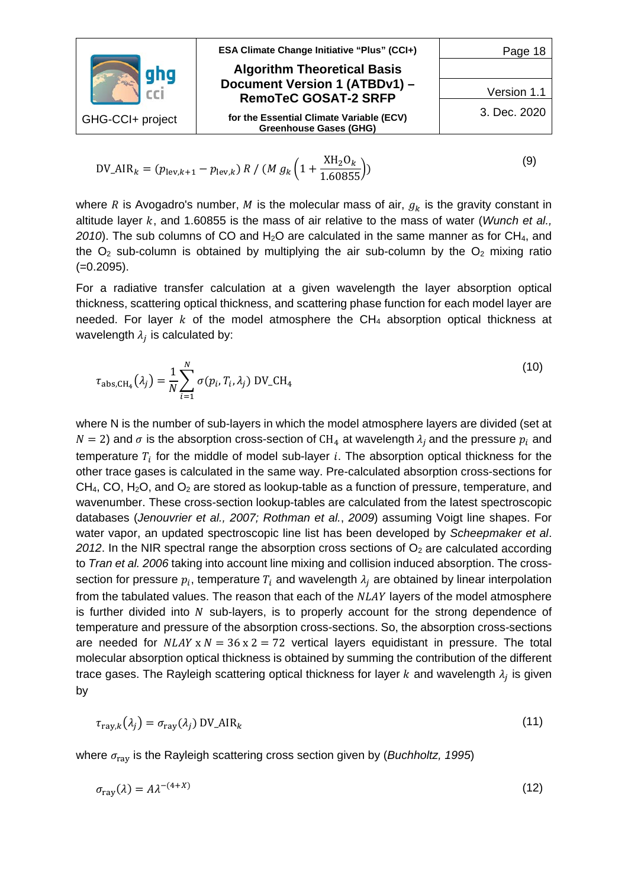$$\text{DV\_AIR}_k = (p_{\text{lev},k+1} - p_{\text{lev},k})\, R \,/\, (M\, g_k \left(1 + \frac{\text{XH}_2\text{O}_k}{1.60855}\right)) \tag{9}$$

where $R$ is Avogadro's number, $M$ is the molecular mass of air, $g_k$ is the gravity constant in altitude layer $k$, and 1.60855 is the mass of air relative to the mass of water (*Wunch et al., 2010*). The sub columns of CO and $H_2O$ are calculated in the same manner as for $CH_4$, and the $O_2$ sub-column is obtained by multiplying the air sub-column by the $O_2$ mixing ratio (=0.2095).

For a radiative transfer calculation at a given wavelength the layer absorption optical thickness, scattering optical thickness, and scattering phase function for each model layer are needed. For layer $k$ of the model atmosphere the $CH_4$ absorption optical thickness at wavelength $\lambda_j$ is calculated by:

$$\tau_{\text{abs,CH}_4}(\lambda_j) = \frac{1}{N}\sum_{i=1}^{N} \sigma(p_i, T_i, \lambda_j)\ \text{DV\_CH}_4 \tag{10}$$

where N is the number of sub-layers in which the model atmosphere layers are divided (set at $N = 2$) and $\sigma$ is the absorption cross-section of $\text{CH}_4$ at wavelength $\lambda_j$ and the pressure $p_i$ and temperature $T_i$ for the middle of model sub-layer $i$. The absorption optical thickness for the other trace gases is calculated in the same way. Pre-calculated absorption cross-sections for $CH_4$, CO, $H_2O$, and $O_2$ are stored as lookup-table as a function of pressure, temperature, and wavenumber. These cross-section lookup-tables are calculated from the latest spectroscopic databases (*Jenouvrier et al., 2007; Rothman et al., 2009*) assuming Voigt line shapes. For water vapor, an updated spectroscopic line list has been developed by *Scheepmaker et al. 2012*. In the NIR spectral range the absorption cross sections of $O_2$ are calculated according to *Tran et al. 2006* taking into account line mixing and collision induced absorption. The cross-section for pressure $p_i$, temperature $T_i$ and wavelength $\lambda_j$ are obtained by linear interpolation from the tabulated values. The reason that each of the $NLAY$ layers of the model atmosphere is further divided into $N$ sub-layers, is to properly account for the strong dependence of temperature and pressure of the absorption cross-sections. So, the absorption cross-sections are needed for $NLAY \times N = 36 \times 2 = 72$ vertical layers equidistant in pressure. The total molecular absorption optical thickness is obtained by summing the contribution of the different trace gases. The Rayleigh scattering optical thickness for layer $k$ and wavelength $\lambda_j$ is given by

$$\tau_{\text{ray},k}(\lambda_j) = \sigma_{\text{ray}}(\lambda_j)\ \text{DV\_AIR}_k \tag{11}$$

where $\sigma_{\text{ray}}$ is the Rayleigh scattering cross section given by (*Buchholtz, 1995*)

$$\sigma_{\text{ray}}(\lambda) = A\lambda^{-(4+X)} \tag{12}$$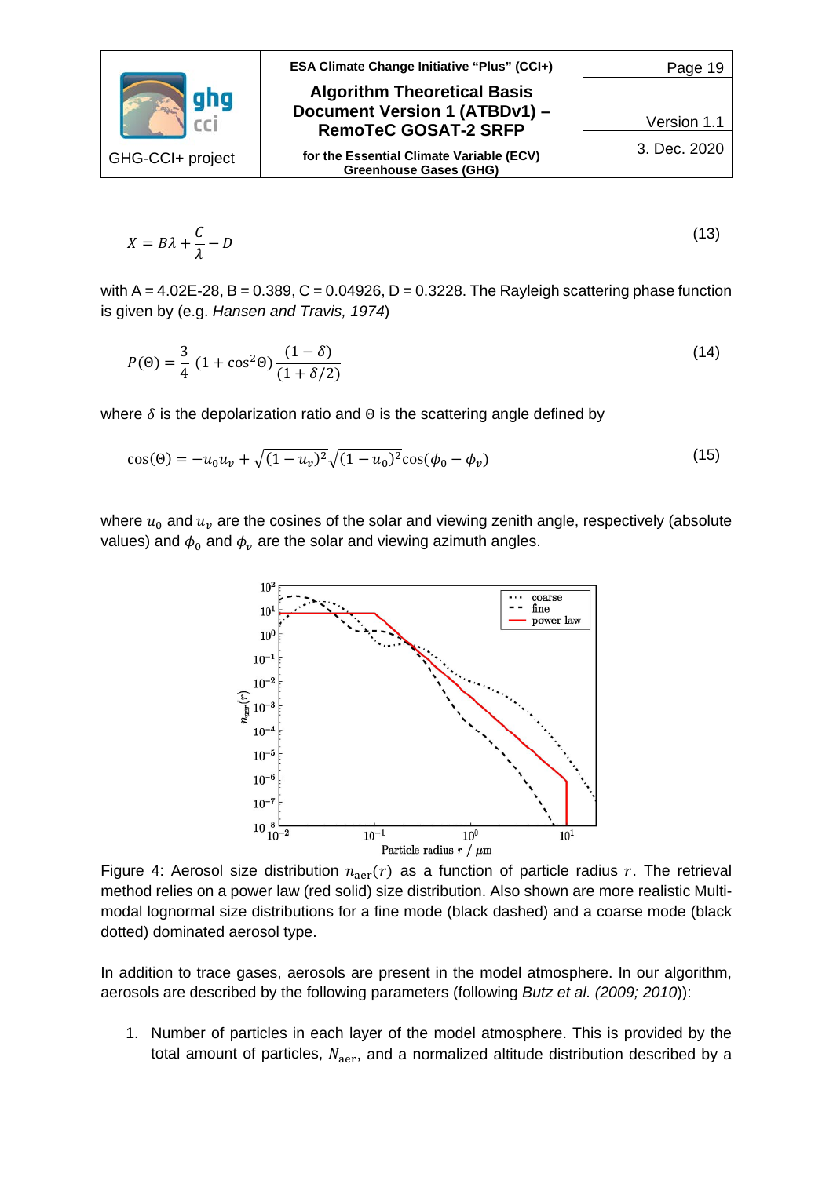$$X = B\lambda + \frac{C}{\lambda} - D \tag{13}$$

with A = 4.02E-28, B = 0.389, C = 0.04926, D = 0.3228. The Rayleigh scattering phase function is given by (e.g. *Hansen and Travis, 1974*)

$$P(\Theta) = \frac{3}{4}\,(1 + \cos^2\Theta)\,\frac{(1-\delta)}{(1+\delta/2)} \tag{14}$$

where $\delta$ is the depolarization ratio and $\Theta$ is the scattering angle defined by

$$\cos(\Theta) = -u_0 u_v + \sqrt{(1-u_v)^2}\sqrt{(1-u_0)^2}\cos(\phi_0 - \phi_v) \tag{15}$$

where $u_0$ and $u_v$ are the cosines of the solar and viewing zenith angle, respectively (absolute values) and $\phi_0$ and $\phi_v$ are the solar and viewing azimuth angles.

Figure 4: Aerosol size distribution $n_{\mathrm{aer}}(r)$ as a function of particle radius $r$. The retrieval method relies on a power law (red solid) size distribution. Also shown are more realistic Multi-modal lognormal size distributions for a fine mode (black dashed) and a coarse mode (black dotted) dominated aerosol type.

In addition to trace gases, aerosols are present in the model atmosphere. In our algorithm, aerosols are described by the following parameters (following *Butz et al. (2009; 2010)*):

1. Number of particles in each layer of the model atmosphere. This is provided by the total amount of particles, $N_{\mathrm{aer}}$, and a normalized altitude distribution described by a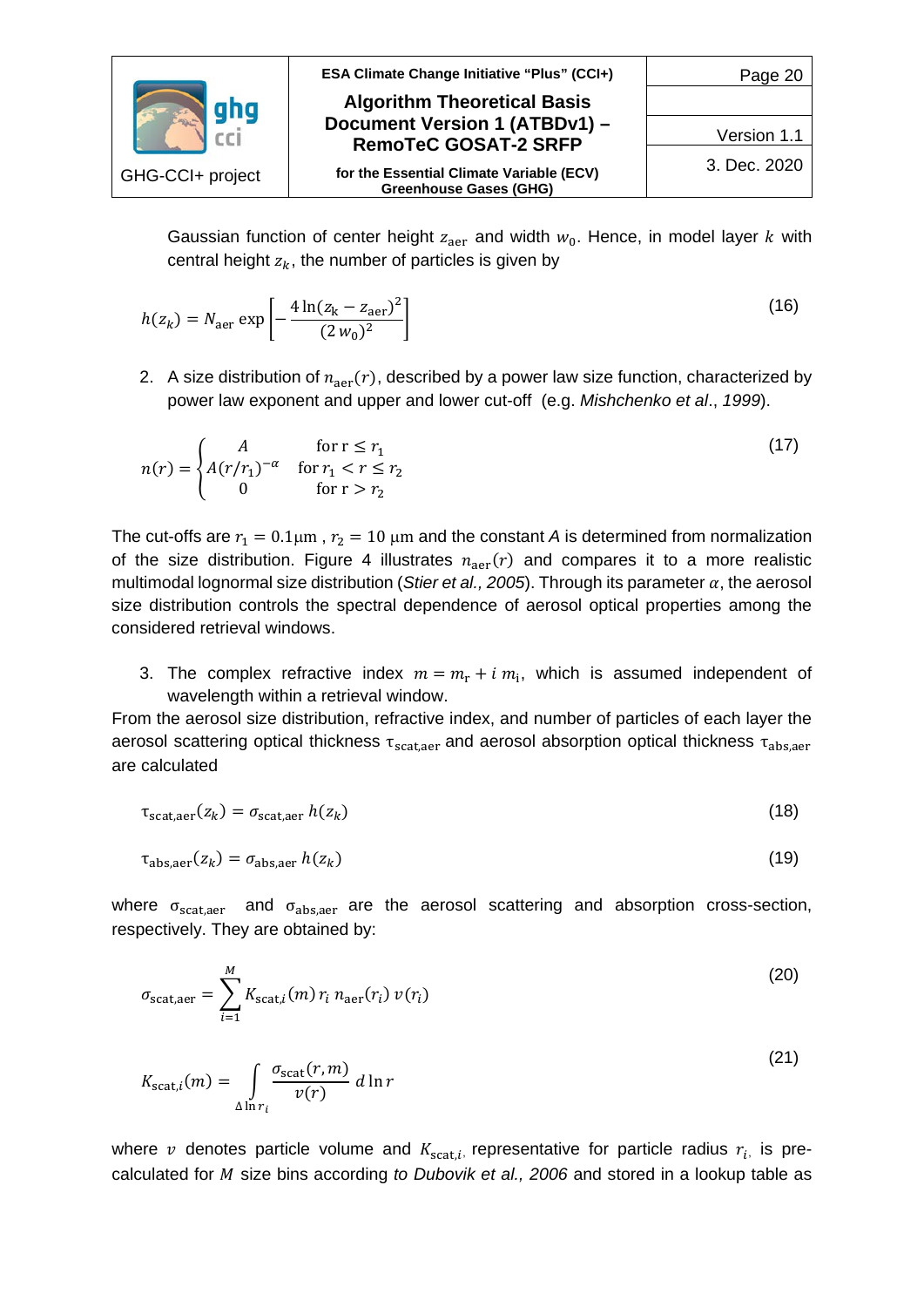Gaussian function of center height $z_{\text{aer}}$ and width $w_0$. Hence, in model layer $k$ with central height $z_k$, the number of particles is given by

$$h(z_k) = N_{\text{aer}} \exp\left[-\frac{4\ln(z_{\text{k}} - z_{\text{aer}})^2}{(2\,w_0)^2}\right] \tag{16}$$

2. A size distribution of $n_{\text{aer}}(r)$, described by a power law size function, characterized by power law exponent and upper and lower cut-off (e.g. *Mishchenko et al*., *1999*).

$$n(r) = \begin{cases} A & \text{for r} \leq r_1 \\ A(r/r_1)^{-\alpha} & \text{for } r_1 < r \leq r_2 \\ 0 & \text{for r} > r_2 \end{cases} \tag{17}$$

The cut-offs are $r_1 = 0.1\mu\text{m}$ , $r_2 = 10\ \mu\text{m}$ and the constant *A* is determined from normalization of the size distribution. Figure 4 illustrates $n_{\text{aer}}(r)$ and compares it to a more realistic multimodal lognormal size distribution (*Stier et al., 2005*). Through its parameter $\alpha$, the aerosol size distribution controls the spectral dependence of aerosol optical properties among the considered retrieval windows.

3. The complex refractive index $m = m_{\text{r}} + i\ m_{\text{i}}$, which is assumed independent of wavelength within a retrieval window.

From the aerosol size distribution, refractive index, and number of particles of each layer the aerosol scattering optical thickness $\tau_{\text{scat,aer}}$ and aerosol absorption optical thickness $\tau_{\text{abs,aer}}$ are calculated

$$\tau_{\text{scat,aer}}(z_k) = \sigma_{\text{scat,aer}}\ h(z_k) \tag{18}$$

$$\tau_{\text{abs,aer}}(z_k) = \sigma_{\text{abs,aer}}\ h(z_k) \tag{19}$$

where $\sigma_{\text{scat,aer}}$ and $\sigma_{\text{abs,aer}}$ are the aerosol scattering and absorption cross-section, respectively. They are obtained by:

$$\sigma_{\text{scat,aer}} = \sum_{i=1}^{M} K_{\text{scat},i}(m)\, r_i\, n_{\text{aer}}(r_i)\, v(r_i) \tag{20}$$

$$K_{\text{scat},i}(m) = \int_{\Delta \ln r_i} \frac{\sigma_{\text{scat}}(r,m)}{v(r)}\, d\ln r \tag{21}$$

where $v$ denotes particle volume and $K_{\text{scat},i}$, representative for particle radius $r_i$, is pre-calculated for $M$ size bins according *to Dubovik et al., 2006* and stored in a lookup table as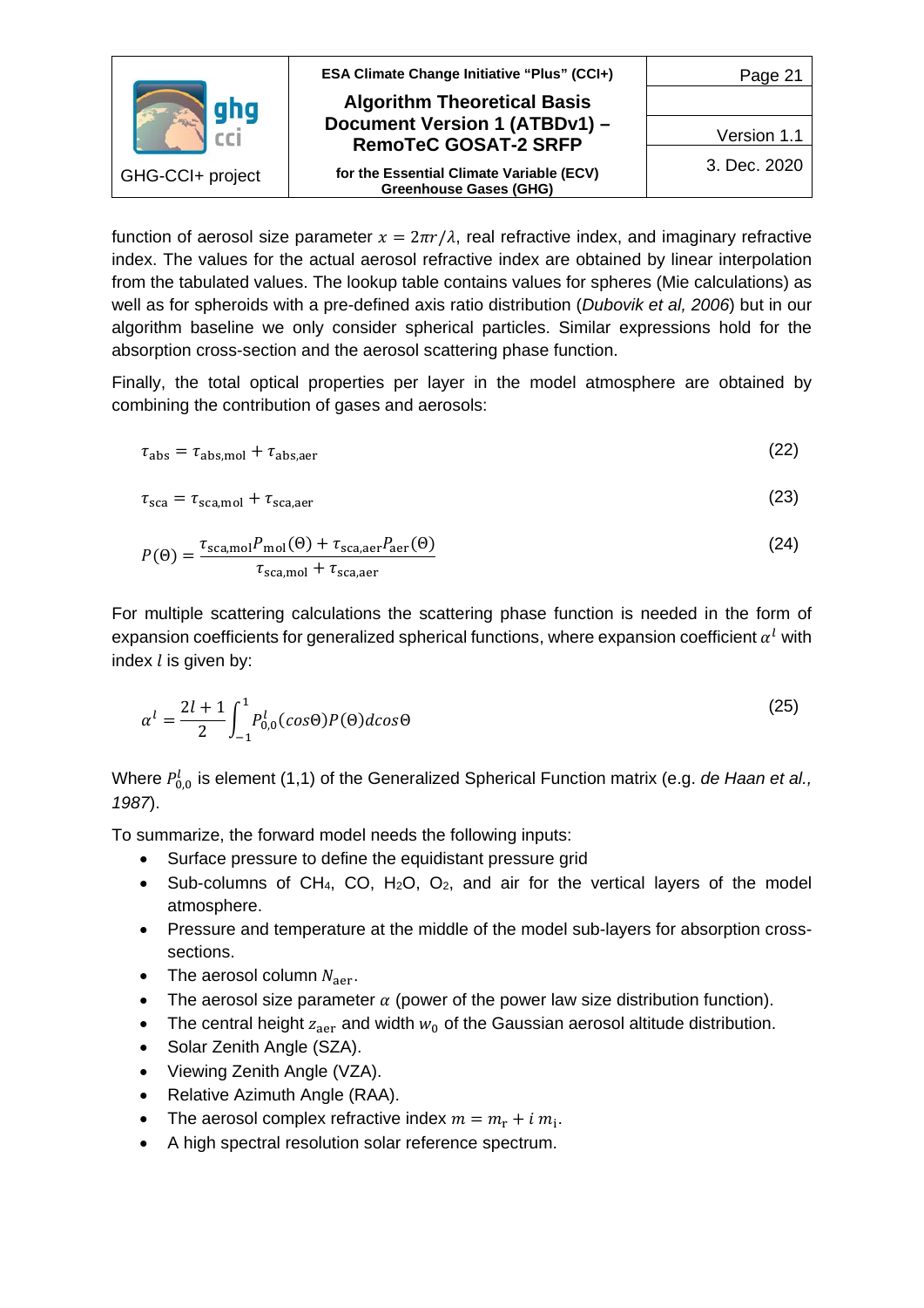function of aerosol size parameter $x = 2\pi r/\lambda$, real refractive index, and imaginary refractive index. The values for the actual aerosol refractive index are obtained by linear interpolation from the tabulated values. The lookup table contains values for spheres (Mie calculations) as well as for spheroids with a pre-defined axis ratio distribution (*Dubovik et al, 2006*) but in our algorithm baseline we only consider spherical particles. Similar expressions hold for the absorption cross-section and the aerosol scattering phase function.

Finally, the total optical properties per layer in the model atmosphere are obtained by combining the contribution of gases and aerosols:

$$\tau_{\text{abs}} = \tau_{\text{abs,mol}} + \tau_{\text{abs,aer}} \tag{22}$$

$$\tau_{\text{sca}} = \tau_{\text{sca,mol}} + \tau_{\text{sca,aer}} \tag{23}$$

$$P(\Theta) = \frac{\tau_{\text{sca,mol}} P_{\text{mol}}(\Theta) + \tau_{\text{sca,aer}} P_{\text{aer}}(\Theta)}{\tau_{\text{sca,mol}} + \tau_{\text{sca,aer}}} \tag{24}$$

For multiple scattering calculations the scattering phase function is needed in the form of expansion coefficients for generalized spherical functions, where expansion coefficient $\alpha^l$ with index $l$ is given by:

$$\alpha^l = \frac{2l+1}{2} \int_{-1}^{1} P_{0,0}^l(cos\Theta) P(\Theta) dcos\Theta \tag{25}$$

Where $P_{0,0}^l$ is element (1,1) of the Generalized Spherical Function matrix (e.g. *de Haan et al., 1987*).

To summarize, the forward model needs the following inputs:

- Surface pressure to define the equidistant pressure grid
- Sub-columns of $CH_4$, CO, $H_2O$, $O_2$, and air for the vertical layers of the model atmosphere.
- Pressure and temperature at the middle of the model sub-layers for absorption cross-sections.
- The aerosol column $N_{\text{aer}}$.
- The aerosol size parameter $\alpha$ (power of the power law size distribution function).
- The central height $z_{\text{aer}}$ and width $w_0$ of the Gaussian aerosol altitude distribution.
- Solar Zenith Angle (SZA).
- Viewing Zenith Angle (VZA).
- Relative Azimuth Angle (RAA).
- The aerosol complex refractive index $m = m_{\text{r}} + i\, m_{\text{i}}$.
- A high spectral resolution solar reference spectrum.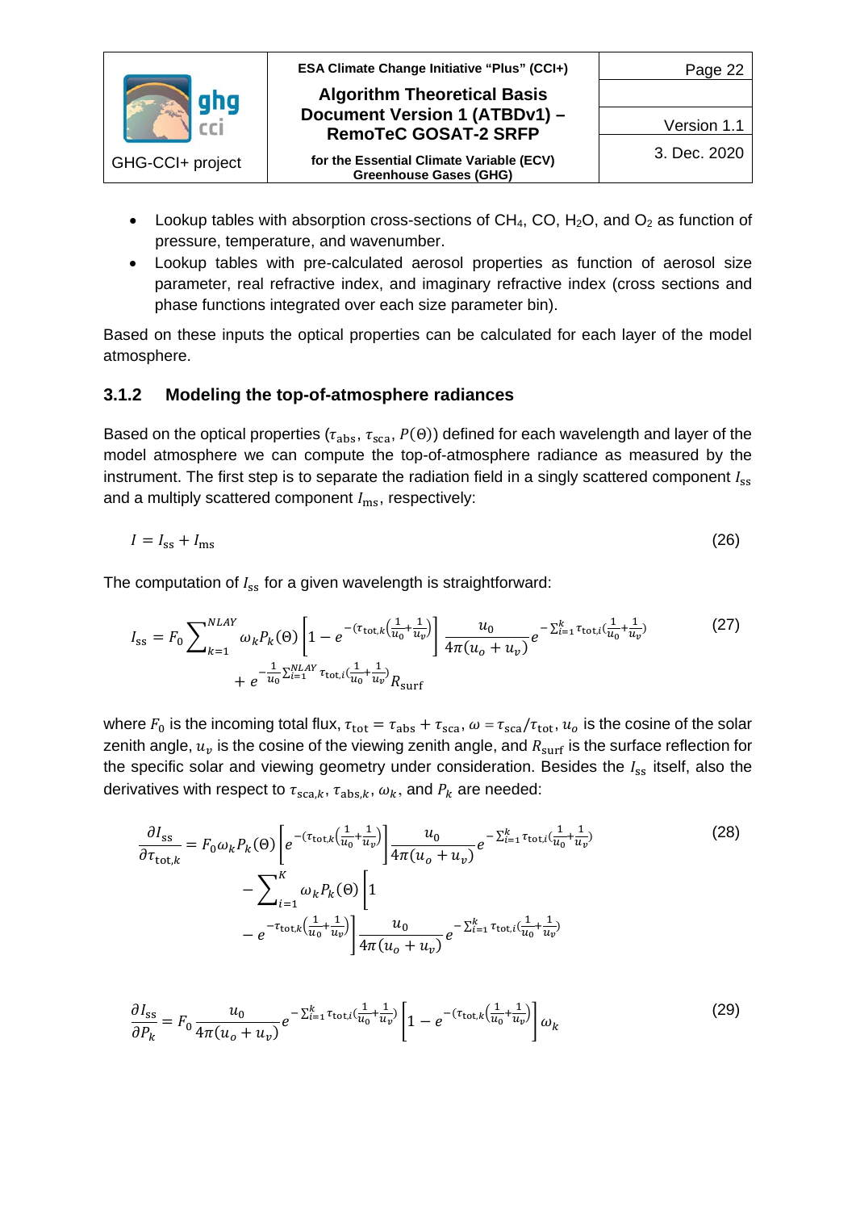- Lookup tables with absorption cross-sections of $CH_4$, CO, $H_2O$, and $O_2$ as function of pressure, temperature, and wavenumber.
- Lookup tables with pre-calculated aerosol properties as function of aerosol size parameter, real refractive index, and imaginary refractive index (cross sections and phase functions integrated over each size parameter bin).

Based on these inputs the optical properties can be calculated for each layer of the model atmosphere.

### 3.1.2 Modeling the top-of-atmosphere radiances

Based on the optical properties ($\tau_{\mathrm{abs}}$, $\tau_{\mathrm{sca}}$, $P(\Theta)$) defined for each wavelength and layer of the model atmosphere we can compute the top-of-atmosphere radiance as measured by the instrument. The first step is to separate the radiation field in a singly scattered component $I_{\mathrm{ss}}$ and a multiply scattered component $I_{\mathrm{ms}}$, respectively:

$$I = I_{\mathrm{ss}} + I_{\mathrm{ms}} \tag{26}$$

The computation of $I_{\mathrm{ss}}$ for a given wavelength is straightforward:

$$I_{\mathrm{ss}} = F_0 \sum_{k=1}^{NLAY} \omega_k P_k(\Theta) \left[1 - e^{-\left(\tau_{\mathrm{tot},k}\left(\frac{1}{u_0}+\frac{1}{u_v}\right)\right)}\right] \frac{u_0}{4\pi(u_o + u_v)} e^{-\sum_{i=1}^{k} \tau_{\mathrm{tot},i}\left(\frac{1}{u_0}+\frac{1}{u_v}\right)} + e^{-\frac{1}{u_0}\sum_{i=1}^{NLAY} \tau_{\mathrm{tot},i}\left(\frac{1}{u_0}+\frac{1}{u_v}\right)} R_{\mathrm{surf}} \tag{27}$$

where $F_0$ is the incoming total flux, $\tau_{\mathrm{tot}} = \tau_{\mathrm{abs}} + \tau_{\mathrm{sca}}$, $\omega = \tau_{\mathrm{sca}}/\tau_{\mathrm{tot}}$, $u_o$ is the cosine of the solar zenith angle, $u_v$ is the cosine of the viewing zenith angle, and $R_{\mathrm{surf}}$ is the surface reflection for the specific solar and viewing geometry under consideration. Besides the $I_{\mathrm{ss}}$ itself, also the derivatives with respect to $\tau_{\mathrm{sca},k}$, $\tau_{\mathrm{abs},k}$, $\omega_k$, and $P_k$ are needed:

$$\begin{aligned}\frac{\partial I_{\mathrm{ss}}}{\partial \tau_{\mathrm{tot},k}} = F_0 \omega_k P_k(\Theta) &\left[e^{-\left(\tau_{\mathrm{tot},k}\left(\frac{1}{u_0}+\frac{1}{u_v}\right)\right)}\right] \frac{u_0}{4\pi(u_o + u_v)} e^{-\sum_{i=1}^{k} \tau_{\mathrm{tot},i}\left(\frac{1}{u_0}+\frac{1}{u_v}\right)} \\ &- \sum_{i=1}^{K} \omega_k P_k(\Theta) \left[1 \right. \\ &\left. - e^{-\tau_{\mathrm{tot},k}\left(\frac{1}{u_0}+\frac{1}{u_v}\right)}\right] \frac{u_0}{4\pi(u_o + u_v)} e^{-\sum_{i=1}^{k} \tau_{\mathrm{tot},i}\left(\frac{1}{u_0}+\frac{1}{u_v}\right)}\end{aligned} \tag{28}$$

$$\frac{\partial I_{\mathrm{ss}}}{\partial P_k} = F_0 \frac{u_0}{4\pi(u_o + u_v)} e^{-\sum_{i=1}^{k} \tau_{\mathrm{tot},i}\left(\frac{1}{u_0}+\frac{1}{u_v}\right)} \left[1 - e^{-\left(\tau_{\mathrm{tot},k}\left(\frac{1}{u_0}+\frac{1}{u_v}\right)\right)}\right] \omega_k \tag{29}$$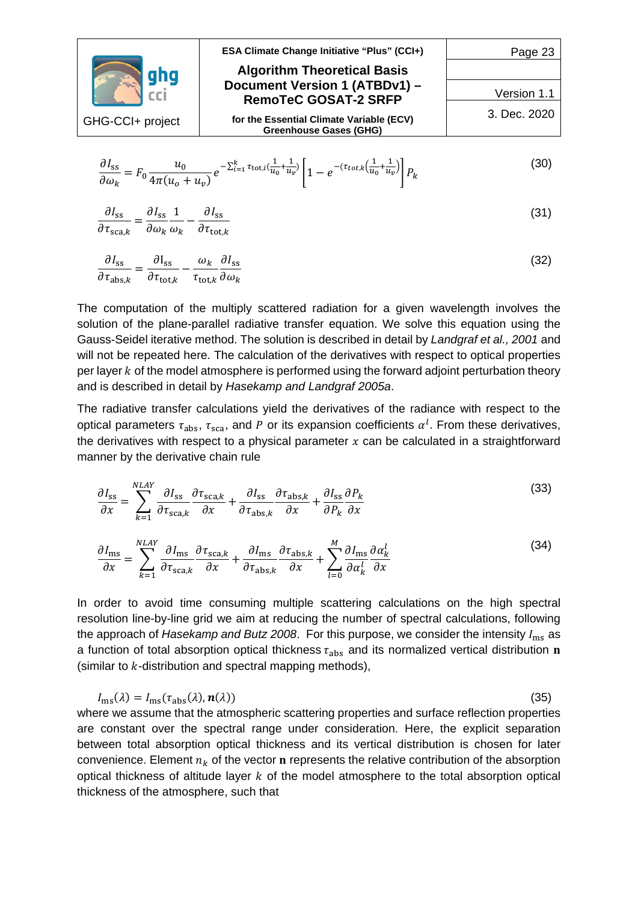$$\frac{\partial I_{\mathrm{ss}}}{\partial \omega_k} = F_0 \frac{u_0}{4\pi(u_o + u_v)} e^{-\sum_{i=1}^{k} \tau_{\mathrm{tot},i}\left(\frac{1}{u_0}+\frac{1}{u_v}\right)} \left[1 - e^{-\left(\tau_{tot,k}\left(\frac{1}{u_0}+\frac{1}{u_v}\right)\right)}\right] P_k \tag{30}$$

$$\frac{\partial I_{\mathrm{ss}}}{\partial \tau_{\mathrm{sca},k}} = \frac{\partial I_{\mathrm{ss}}}{\partial \omega_k} \frac{1}{\omega_k} - \frac{\partial I_{\mathrm{ss}}}{\partial \tau_{\mathrm{tot},k}} \tag{31}$$

$$\frac{\partial I_{\mathrm{ss}}}{\partial \tau_{\mathrm{abs},k}} = \frac{\partial I_{\mathrm{ss}}}{\partial \tau_{\mathrm{tot},k}} - \frac{\omega_k}{\tau_{\mathrm{tot},k}} \frac{\partial I_{\mathrm{ss}}}{\partial \omega_k} \tag{32}$$

The computation of the multiply scattered radiation for a given wavelength involves the solution of the plane-parallel radiative transfer equation. We solve this equation using the Gauss-Seidel iterative method. The solution is described in detail by *Landgraf et al., 2001* and will not be repeated here. The calculation of the derivatives with respect to optical properties per layer $k$ of the model atmosphere is performed using the forward adjoint perturbation theory and is described in detail by *Hasekamp and Landgraf 2005a*.

The radiative transfer calculations yield the derivatives of the radiance with respect to the optical parameters $\tau_{\mathrm{abs}}$, $\tau_{\mathrm{sca}}$, and $P$ or its expansion coefficients $\alpha^l$. From these derivatives, the derivatives with respect to a physical parameter $x$ can be calculated in a straightforward manner by the derivative chain rule

$$\frac{\partial I_{\mathrm{ss}}}{\partial x} = \sum_{k=1}^{NLAY} \frac{\partial I_{\mathrm{ss}}}{\partial \tau_{\mathrm{sca},k}} \frac{\partial \tau_{\mathrm{sca},k}}{\partial x} + \frac{\partial I_{\mathrm{ss}}}{\partial \tau_{\mathrm{abs},k}} \frac{\partial \tau_{\mathrm{abs},k}}{\partial x} + \frac{\partial I_{\mathrm{ss}}}{\partial P_k} \frac{\partial P_k}{\partial x} \tag{33}$$

$$\frac{\partial I_{\mathrm{ms}}}{\partial x} = \sum_{k=1}^{NLAY} \frac{\partial I_{\mathrm{ms}}}{\partial \tau_{\mathrm{sca},k}} \frac{\partial \tau_{\mathrm{sca},k}}{\partial x} + \frac{\partial I_{\mathrm{ms}}}{\partial \tau_{\mathrm{abs},k}} \frac{\partial \tau_{\mathrm{abs},k}}{\partial x} + \sum_{l=0}^{M} \frac{\partial I_{\mathrm{ms}}}{\partial \alpha_k^l} \frac{\partial \alpha_k^l}{\partial x} \tag{34}$$

In order to avoid time consuming multiple scattering calculations on the high spectral resolution line-by-line grid we aim at reducing the number of spectral calculations, following the approach of *Hasekamp and Butz 2008*. For this purpose, we consider the intensity $I_{\mathrm{ms}}$ as a function of total absorption optical thickness $\tau_{\mathrm{abs}}$ and its normalized vertical distribution $\mathbf{n}$ (similar to $k$-distribution and spectral mapping methods),

$$I_{\mathrm{ms}}(\lambda) = I_{\mathrm{ms}}(\tau_{\mathrm{abs}}(\lambda), \boldsymbol{n}(\lambda)) \tag{35}$$

where we assume that the atmospheric scattering properties and surface reflection properties are constant over the spectral range under consideration. Here, the explicit separation between total absorption optical thickness and its vertical distribution is chosen for later convenience. Element $n_k$ of the vector $\mathbf{n}$ represents the relative contribution of the absorption optical thickness of altitude layer $k$ of the model atmosphere to the total absorption optical thickness of the atmosphere, such that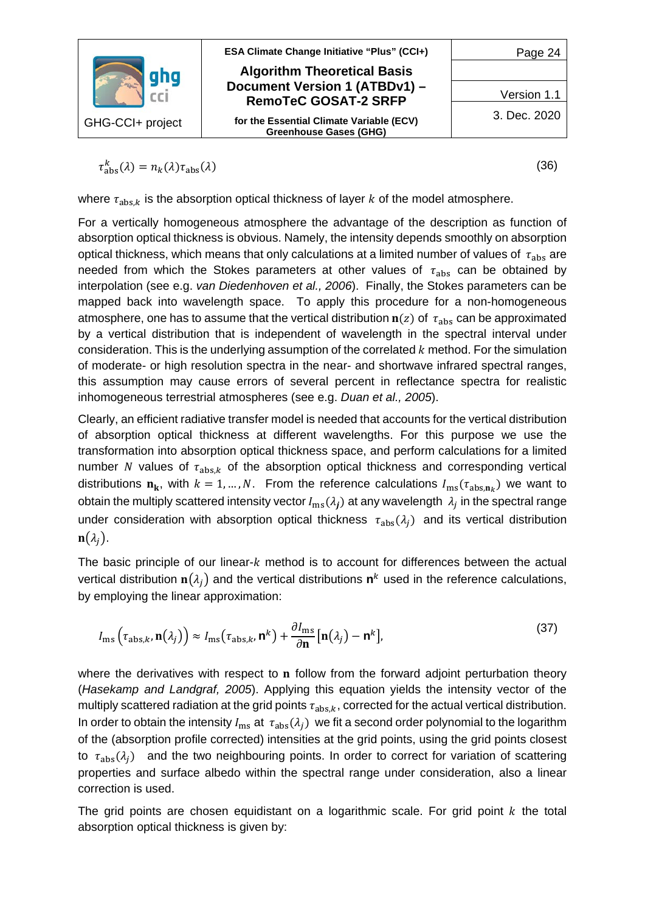$$\tau_{\mathrm{abs}}^{k}(\lambda) = n_k(\lambda)\tau_{\mathrm{abs}}(\lambda) \tag{36}$$

where $\tau_{\mathrm{abs},k}$ is the absorption optical thickness of layer $k$ of the model atmosphere.

For a vertically homogeneous atmosphere the advantage of the description as function of absorption optical thickness is obvious. Namely, the intensity depends smoothly on absorption optical thickness, which means that only calculations at a limited number of values of $\tau_{\mathrm{abs}}$ are needed from which the Stokes parameters at other values of $\tau_{\mathrm{abs}}$ can be obtained by interpolation (see e.g. *van Diedenhoven et al., 2006*). Finally, the Stokes parameters can be mapped back into wavelength space. To apply this procedure for a non-homogeneous atmosphere, one has to assume that the vertical distribution $\mathbf{n}(z)$ of $\tau_{\mathrm{abs}}$ can be approximated by a vertical distribution that is independent of wavelength in the spectral interval under consideration. This is the underlying assumption of the correlated $k$ method. For the simulation of moderate- or high resolution spectra in the near- and shortwave infrared spectral ranges, this assumption may cause errors of several percent in reflectance spectra for realistic inhomogeneous terrestrial atmospheres (see e.g. *Duan et al., 2005*).

Clearly, an efficient radiative transfer model is needed that accounts for the vertical distribution of absorption optical thickness at different wavelengths. For this purpose we use the transformation into absorption optical thickness space, and perform calculations for a limited number $N$ values of $\tau_{\mathrm{abs},k}$ of the absorption optical thickness and corresponding vertical distributions $\mathbf{n_k}$, with $k = 1, \ldots, N$. From the reference calculations $I_{\mathrm{ms}}(\tau_{\mathrm{abs},\mathbf{n}_k})$ we want to obtain the multiply scattered intensity vector $I_{\mathrm{ms}}(\lambda_{\boldsymbol{j}})$ at any wavelength $\lambda_j$ in the spectral range under consideration with absorption optical thickness $\tau_{\mathrm{abs}}(\lambda_j)$ and its vertical distribution $\mathbf{n}(\lambda_j)$.

The basic principle of our linear-$k$ method is to account for differences between the actual vertical distribution $\mathbf{n}(\lambda_j)$ and the vertical distributions $\mathbf{n}^k$ used in the reference calculations, by employing the linear approximation:

$$I_{\mathrm{ms}}\left(\tau_{\mathrm{abs},k}, \mathbf{n}(\lambda_j)\right) \approx I_{\mathrm{ms}}(\tau_{\mathrm{abs},k}, \mathbf{n}^k) + \frac{\partial I_{\mathrm{ms}}}{\partial \mathbf{n}}\left[\mathbf{n}(\lambda_j) - \mathbf{n}^k\right], \tag{37}$$

where the derivatives with respect to $\mathbf{n}$ follow from the forward adjoint perturbation theory (*Hasekamp and Landgraf, 2005*). Applying this equation yields the intensity vector of the multiply scattered radiation at the grid points $\tau_{\mathrm{abs},k}$, corrected for the actual vertical distribution. In order to obtain the intensity $I_{\mathrm{ms}}$ at $\tau_{\mathrm{abs}}(\lambda_j)$ we fit a second order polynomial to the logarithm of the (absorption profile corrected) intensities at the grid points, using the grid points closest to $\tau_{\mathrm{abs}}(\lambda_j)$ and the two neighbouring points. In order to correct for variation of scattering properties and surface albedo within the spectral range under consideration, also a linear correction is used.

The grid points are chosen equidistant on a logarithmic scale. For grid point $k$ the total absorption optical thickness is given by: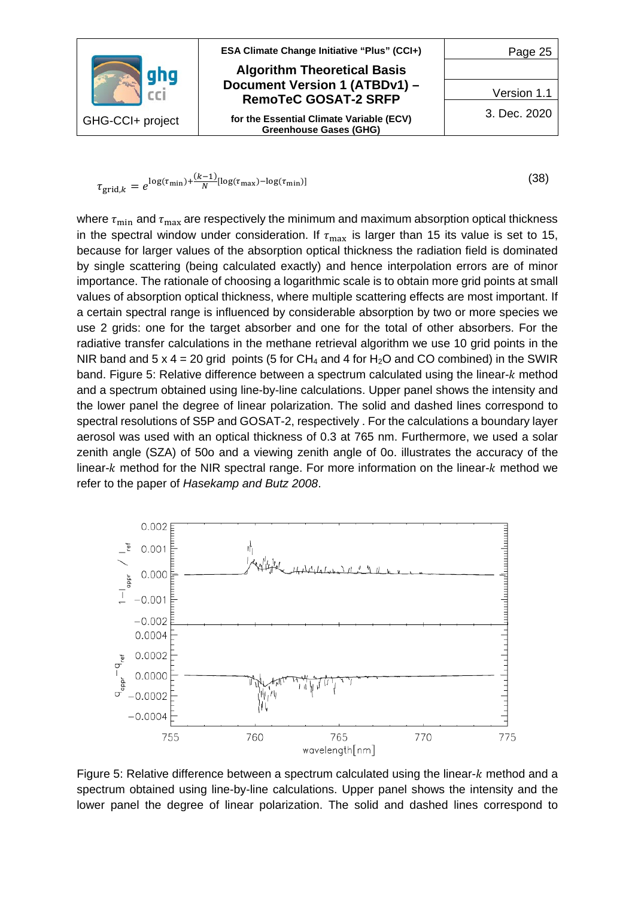$$\tau_{\text{grid},k} = e^{\log(\tau_{\min}) + \frac{(k-1)}{N}[\log(\tau_{\max}) - \log(\tau_{\min})]} \tag{38}$$

where $\tau_{\min}$ and $\tau_{\max}$ are respectively the minimum and maximum absorption optical thickness in the spectral window under consideration. If $\tau_{\max}$ is larger than 15 its value is set to 15, because for larger values of the absorption optical thickness the radiation field is dominated by single scattering (being calculated exactly) and hence interpolation errors are of minor importance. The rationale of choosing a logarithmic scale is to obtain more grid points at small values of absorption optical thickness, where multiple scattering effects are most important. If a certain spectral range is influenced by considerable absorption by two or more species we use 2 grids: one for the target absorber and one for the total of other absorbers. For the radiative transfer calculations in the methane retrieval algorithm we use 10 grid points in the NIR band and 5 x 4 = 20 grid points (5 for $CH_4$ and 4 for $H_2O$ and CO combined) in the SWIR band. Figure 5: Relative difference between a spectrum calculated using the linear-$k$ method and a spectrum obtained using line-by-line calculations. Upper panel shows the intensity and the lower panel the degree of linear polarization. The solid and dashed lines correspond to spectral resolutions of S5P and GOSAT-2, respectively . For the calculations a boundary layer aerosol was used with an optical thickness of 0.3 at 765 nm. Furthermore, we used a solar zenith angle (SZA) of 50o and a viewing zenith angle of 0o. illustrates the accuracy of the linear-$k$ method for the NIR spectral range. For more information on the linear-$k$ method we refer to the paper of *Hasekamp and Butz 2008*.

Figure 5: Relative difference between a spectrum calculated using the linear-$k$ method and a spectrum obtained using line-by-line calculations. Upper panel shows the intensity and the lower panel the degree of linear polarization. The solid and dashed lines correspond to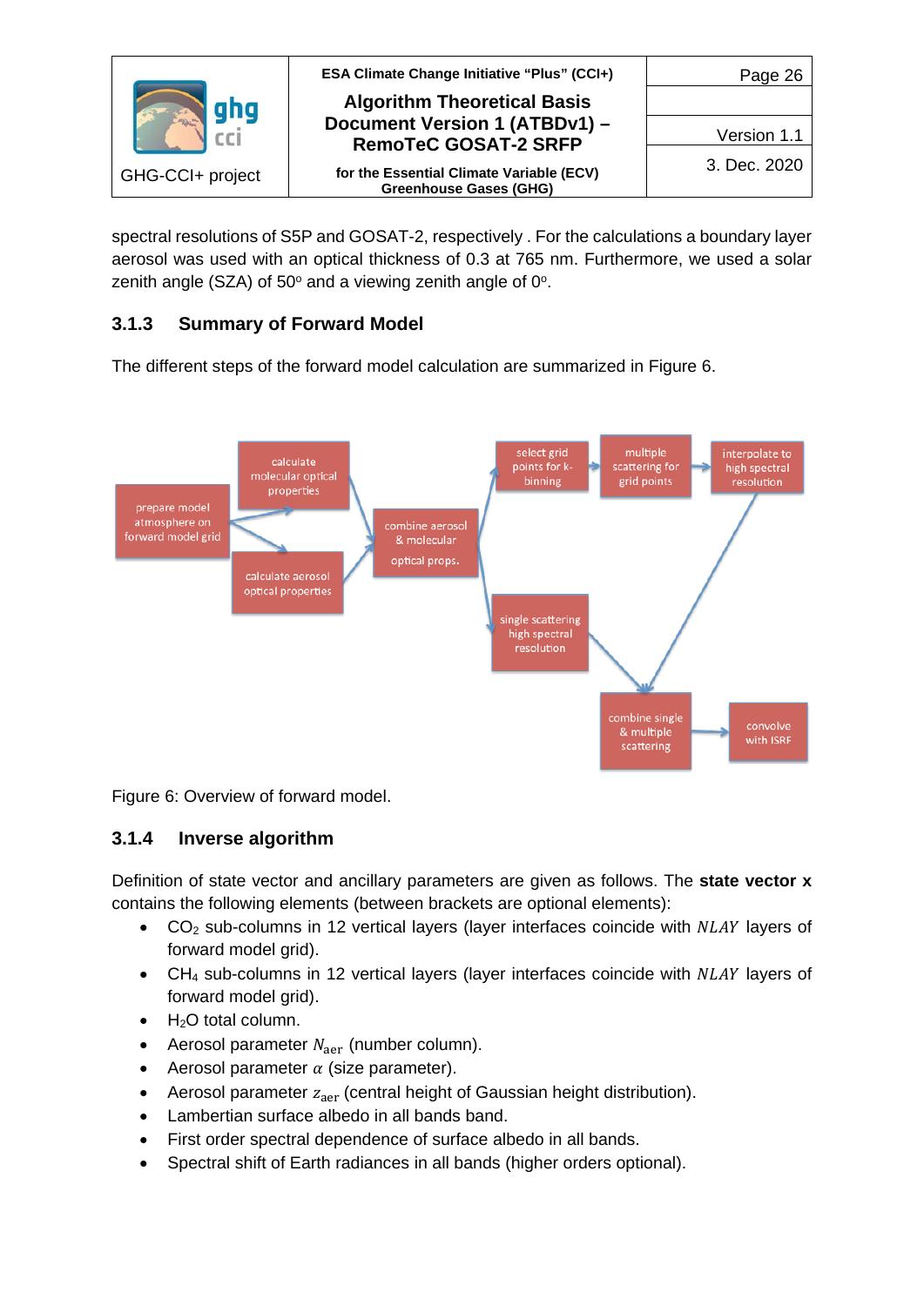spectral resolutions of S5P and GOSAT-2, respectively . For the calculations a boundary layer aerosol was used with an optical thickness of 0.3 at 765 nm. Furthermore, we used a solar zenith angle (SZA) of 50° and a viewing zenith angle of 0°.

### 3.1.3 Summary of Forward Model

The different steps of the forward model calculation are summarized in Figure 6.

Figure 6: Overview of forward model.

### 3.1.4 Inverse algorithm

Definition of state vector and ancillary parameters are given as follows. The **state vector x** contains the following elements (between brackets are optional elements):

- $CO_2$ sub-columns in 12 vertical layers (layer interfaces coincide with $NLAY$ layers of forward model grid).
- $CH_4$ sub-columns in 12 vertical layers (layer interfaces coincide with $NLAY$ layers of forward model grid).
- $H_2O$ total column.
- Aerosol parameter $N_{\mathrm{aer}}$ (number column).
- Aerosol parameter $\alpha$ (size parameter).
- Aerosol parameter $z_{\mathrm{aer}}$ (central height of Gaussian height distribution).
- Lambertian surface albedo in all bands band.
- First order spectral dependence of surface albedo in all bands.
- Spectral shift of Earth radiances in all bands (higher orders optional).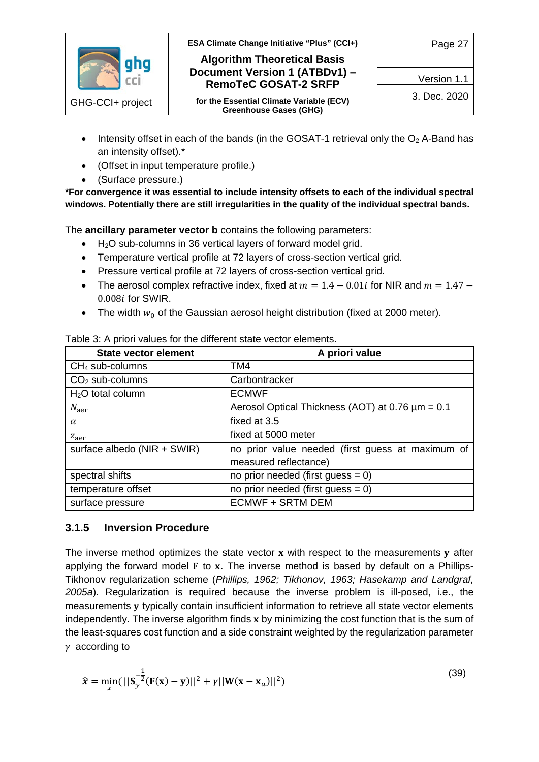- Intensity offset in each of the bands (in the GOSAT-1 retrieval only the $O_2$ A-Band has an intensity offset).*
- (Offset in input temperature profile.)
- (Surface pressure.)

***For convergence it was essential to include intensity offsets to each of the individual spectral windows. Potentially there are still irregularities in the quality of the individual spectral bands.**

The **ancillary parameter vector b** contains the following parameters:

- $H_2O$ sub-columns in 36 vertical layers of forward model grid.
- Temperature vertical profile at 72 layers of cross-section vertical grid.
- Pressure vertical profile at 72 layers of cross-section vertical grid.
- The aerosol complex refractive index, fixed at $m = 1.4 - 0.01i$ for NIR and $m = 1.47 - 0.008i$ for SWIR.
- The width $w_0$ of the Gaussian aerosol height distribution (fixed at 2000 meter).

Table 3: A priori values for the different state vector elements.

| State vector element | A priori value |
|---|---|
| $CH_4$ sub-columns | TM4 |
| $CO_2$ sub-columns | Carbontracker |
| $H_2O$ total column | ECMWF |
| $N_{\mathrm{aer}}$ | Aerosol Optical Thickness (AOT) at 0.76 µm = 0.1 |
| $\alpha$ | fixed at 3.5 |
| $z_{\mathrm{aer}}$ | fixed at 5000 meter |
| surface albedo (NIR + SWIR) | no prior value needed (first guess at maximum of measured reflectance) |
| spectral shifts | no prior needed (first guess = 0) |
| temperature offset | no prior needed (first guess = 0) |
| surface pressure | ECMWF + SRTM DEM |

### 3.1.5 Inversion Procedure

The inverse method optimizes the state vector $\mathbf{x}$ with respect to the measurements $\mathbf{y}$ after applying the forward model $\mathbf{F}$ to $\mathbf{x}$. The inverse method is based by default on a Phillips-Tikhonov regularization scheme (*Phillips, 1962; Tikhonov, 1963; Hasekamp and Landgraf, 2005a*). Regularization is required because the inverse problem is ill-posed, i.e., the measurements $\mathbf{y}$ typically contain insufficient information to retrieve all state vector elements independently. The inverse algorithm finds $\mathbf{x}$ by minimizing the cost function that is the sum of the least-squares cost function and a side constraint weighted by the regularization parameter $\gamma$ according to

$$\hat{\mathbf{x}} = \min_{x}\left( ||\mathbf{S}_y^{-\frac{1}{2}}(\mathbf{F}(\mathbf{x}) - \mathbf{y})||^2 + \gamma||\mathbf{W}(\mathbf{x} - \mathbf{x}_a)||^2 \right) \tag{39}$$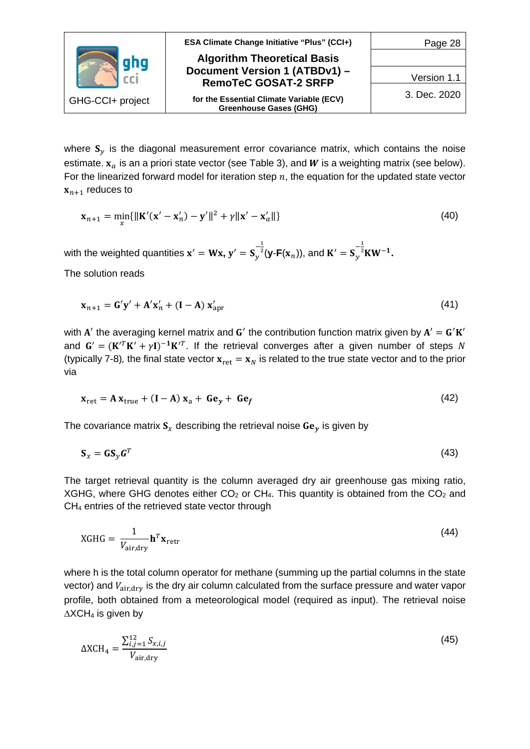where $\mathbf{S}_y$ is the diagonal measurement error covariance matrix, which contains the noise estimate. $\mathbf{x}_a$ is an a priori state vector (see Table 3), and $\boldsymbol{W}$ is a weighting matrix (see below). For the linearized forward model for iteration step $n$, the equation for the updated state vector $\mathbf{x}_{n+1}$ reduces to

$$\mathbf{x}_{n+1} = \min_x\{\|\mathbf{K}'(\mathbf{x}' - \mathbf{x}'_n) - \mathbf{y}'\|^2 + \gamma\|\mathbf{x}' - \mathbf{x}'_a\|\} \tag{40}$$

with the weighted quantities $\mathbf{x}' = \mathbf{W}\mathbf{x}$, $\mathbf{y}' = \mathbf{S}_y^{-\frac{1}{2}}(\mathbf{y}\text{-}\mathbf{F}(\mathbf{x}_n))$, and $\mathbf{K}' = \mathbf{S}_y^{-\frac{1}{2}}\mathbf{K}\mathbf{W}^{-\mathbf{1}}$.

The solution reads

$$\mathbf{x}_{n+1} = \mathbf{G}'\mathbf{y}' + \mathbf{A}'\mathbf{x}'_n + (\mathbf{I} - \mathbf{A})\, \mathbf{x}'_{\mathrm{apr}} \tag{41}$$

with $\mathbf{A}'$ the averaging kernel matrix and $\mathbf{G}'$ the contribution function matrix given by $\mathbf{A}' = \mathbf{G}'\mathbf{K}'$ and $\mathbf{G}' = (\mathbf{K}'^T\mathbf{K}' + \gamma\mathbf{I})^{-\mathbf{1}}\mathbf{K}'^T$. If the retrieval converges after a given number of steps $N$ (typically 7-8), the final state vector $\mathbf{x}_{\mathrm{ret}} = \mathbf{x}_N$ is related to the true state vector and to the prior via

$$\mathbf{x}_{\mathrm{ret}} = \mathbf{A}\,\mathbf{x}_{\mathrm{true}} + (\mathbf{I} - \mathbf{A})\,\mathbf{x}_{\mathrm{a}} + \mathbf{G}\mathbf{e}_y + \mathbf{G}\mathbf{e}_f \tag{42}$$

The covariance matrix $\mathbf{S}_x$ describing the retrieval noise $\mathbf{G}\mathbf{e}_y$ is given by

$$\mathbf{S}_x = \mathbf{G}\mathbf{S}_y\boldsymbol{G}^T \tag{43}$$

The target retrieval quantity is the column averaged dry air greenhouse gas mixing ratio, XGHG, where GHG denotes either $CO_2$ or $CH_4$. This quantity is obtained from the $CO_2$ and $CH_4$ entries of the retrieved state vector through

$$\mathrm{XGHG} = \frac{1}{V_{\mathrm{air,dry}}}\mathbf{h}^T\mathbf{x}_{\mathrm{retr}} \tag{44}$$

where h is the total column operator for methane (summing up the partial columns in the state vector) and $V_{\mathrm{air,dry}}$ is the dry air column calculated from the surface pressure and water vapor profile, both obtained from a meteorological model (required as input). The retrieval noise $\Delta XCH_4$ is given by

$$\Delta\mathrm{XCH}_4 = \frac{\sum_{i,j=1}^{12} S_{x,i,j}}{V_{\mathrm{air,dry}}} \tag{45}$$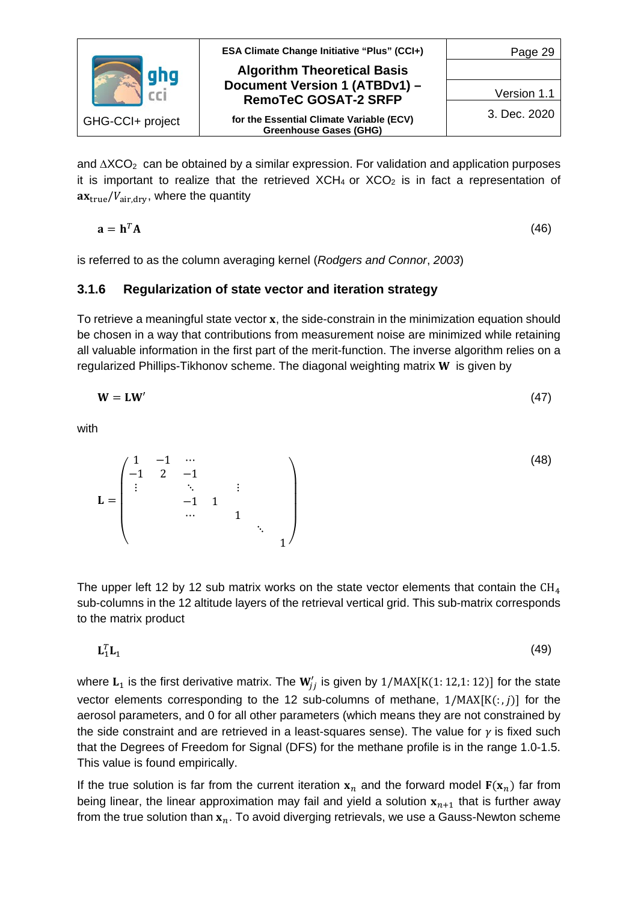and $\Delta XCO_2$ can be obtained by a similar expression. For validation and application purposes it is important to realize that the retrieved $XCH_4$ or $XCO_2$ is in fact a representation of $\mathbf{a}\mathbf{x}_{\text{true}}/V_{\text{air,dry}}$, where the quantity

$$\mathbf{a} = \mathbf{h}^T\mathbf{A} \tag{46}$$

is referred to as the column averaging kernel (*Rodgers and Connor*, *2003*)

### 3.1.6 Regularization of state vector and iteration strategy

To retrieve a meaningful state vector $\mathbf{x}$, the side-constrain in the minimization equation should be chosen in a way that contributions from measurement noise are minimized while retaining all valuable information in the first part of the merit-function. The inverse algorithm relies on a regularized Phillips-Tikhonov scheme. The diagonal weighting matrix $\mathbf{W}$ is given by

$$\mathbf{W} = \mathbf{L}\mathbf{W}' \tag{47}$$

with

$$\mathbf{L} = \begin{pmatrix} 1 & -1 & \cdots & & & & \\ -1 & 2 & -1 & & & & \\ \vdots & & \ddots & & \vdots & & \\ & & -1 & 1 & & & \\ & & \cdots & & 1 & & \\ & & & & & \ddots & \\ & & & & & & 1 \end{pmatrix} \tag{48}$$

The upper left 12 by 12 sub matrix works on the state vector elements that contain the $CH_4$ sub-columns in the 12 altitude layers of the retrieval vertical grid. This sub-matrix corresponds to the matrix product

$$\mathbf{L}_1^T\mathbf{L}_1 \tag{49}$$

where $\mathbf{L}_1$ is the first derivative matrix. The $\mathbf{W}'_{jj}$ is given by $1/\text{MAX}[\text{K}(1{:}12{,}1{:}12)]$ for the state vector elements corresponding to the 12 sub-columns of methane, $1/\text{MAX}[\text{K}(:,j)]$ for the aerosol parameters, and 0 for all other parameters (which means they are not constrained by the side constraint and are retrieved in a least-squares sense). The value for $\gamma$ is fixed such that the Degrees of Freedom for Signal (DFS) for the methane profile is in the range 1.0-1.5. This value is found empirically.

If the true solution is far from the current iteration $\mathbf{x}_n$ and the forward model $\mathbf{F}(\mathbf{x}_n)$ far from being linear, the linear approximation may fail and yield a solution $\mathbf{x}_{n+1}$ that is further away from the true solution than $\mathbf{x}_n$. To avoid diverging retrievals, we use a Gauss-Newton scheme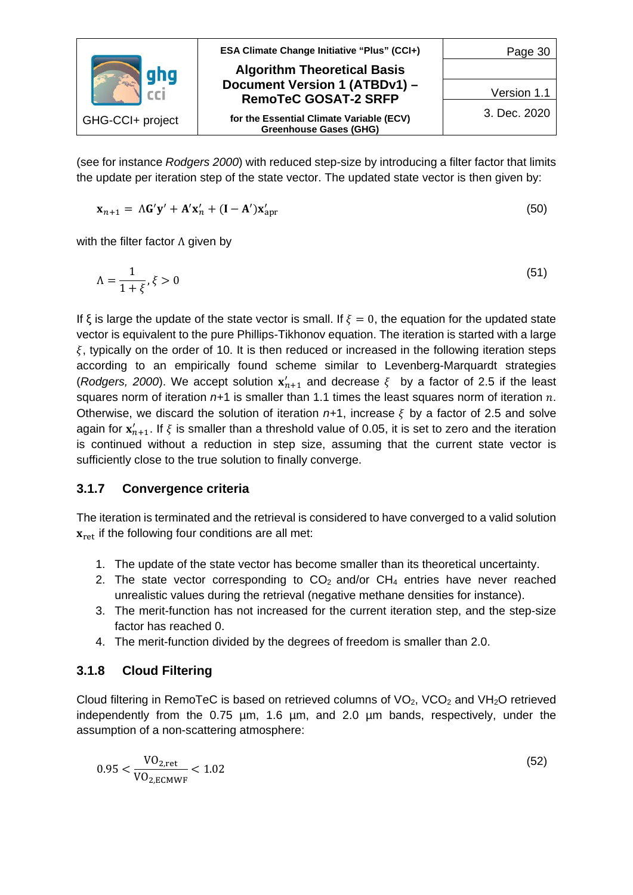(see for instance *Rodgers 2000*) with reduced step-size by introducing a filter factor that limits the update per iteration step of the state vector. The updated state vector is then given by:

$$\mathbf{x}_{n+1} = \Lambda \mathbf{G}'\mathbf{y}' + \mathbf{A}'\mathbf{x}'_n + (\mathbf{I} - \mathbf{A}')\mathbf{x}'_{\text{apr}} \tag{50}$$

with the filter factor Λ given by

$$\Lambda = \frac{1}{1+\xi}, \xi > 0 \tag{51}$$

If ξ is large the update of the state vector is small. If $\xi = 0$, the equation for the updated state vector is equivalent to the pure Phillips-Tikhonov equation. The iteration is started with a large $\xi$, typically on the order of 10. It is then reduced or increased in the following iteration steps according to an empirically found scheme similar to Levenberg-Marquardt strategies (*Rodgers, 2000*). We accept solution $\mathbf{x}'_{n+1}$ and decrease $\xi$ by a factor of 2.5 if the least squares norm of iteration *n*+1 is smaller than 1.1 times the least squares norm of iteration $n$. Otherwise, we discard the solution of iteration *n*+1, increase $\xi$ by a factor of 2.5 and solve again for $\mathbf{x}'_{n+1}$. If $\xi$ is smaller than a threshold value of 0.05, it is set to zero and the iteration is continued without a reduction in step size, assuming that the current state vector is sufficiently close to the true solution to finally converge.

### 3.1.7 Convergence criteria

The iteration is terminated and the retrieval is considered to have converged to a valid solution $\mathbf{x}_{\text{ret}}$ if the following four conditions are all met:

1. The update of the state vector has become smaller than its theoretical uncertainty.
2. The state vector corresponding to $CO_2$ and/or $CH_4$ entries have never reached unrealistic values during the retrieval (negative methane densities for instance).
3. The merit-function has not increased for the current iteration step, and the step-size factor has reached 0.
4. The merit-function divided by the degrees of freedom is smaller than 2.0.

### 3.1.8 Cloud Filtering

Cloud filtering in RemoTeC is based on retrieved columns of $VO_2$, $VCO_2$ and $VH_2O$ retrieved independently from the 0.75 µm, 1.6 µm, and 2.0 µm bands, respectively, under the assumption of a non-scattering atmosphere:

$$0.95 < \frac{\text{VO}_{2,\text{ret}}}{\text{VO}_{2,\text{ECMWF}}} < 1.02 \tag{52}$$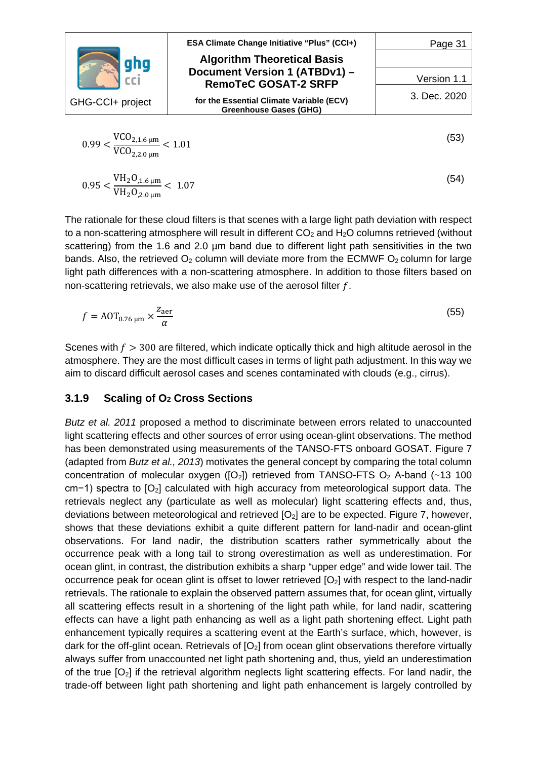$$0.99 < \frac{\mathrm{VCO}_{2,1.6\ \mu\mathrm{m}}}{\mathrm{VCO}_{2,2.0\ \mu\mathrm{m}}} < 1.01 \tag{53}$$

$$0.95 < \frac{\mathrm{VH_2O}_{,1.6\ \mu\mathrm{m}}}{\mathrm{VH_2O}_{,2.0\ \mu\mathrm{m}}} < 1.07 \tag{54}$$

The rationale for these cloud filters is that scenes with a large light path deviation with respect to a non-scattering atmosphere will result in different $CO_2$ and $H_2O$ columns retrieved (without scattering) from the 1.6 and 2.0 µm band due to different light path sensitivities in the two bands. Also, the retrieved $O_2$ column will deviate more from the ECMWF $O_2$ column for large light path differences with a non-scattering atmosphere. In addition to those filters based on non-scattering retrievals, we also make use of the aerosol filter $f$.

$$f = \mathrm{AOT}_{0.76\ \mu\mathrm{m}} \times \frac{z_{\mathrm{aer}}}{\alpha} \tag{55}$$

Scenes with $f > 300$ are filtered, which indicate optically thick and high altitude aerosol in the atmosphere. They are the most difficult cases in terms of light path adjustment. In this way we aim to discard difficult aerosol cases and scenes contaminated with clouds (e.g., cirrus).

### 3.1.9 Scaling of $O_2$ Cross Sections

*Butz et al. 2011* proposed a method to discriminate between errors related to unaccounted light scattering effects and other sources of error using ocean-glint observations. The method has been demonstrated using measurements of the TANSO-FTS onboard GOSAT. Figure 7 (adapted from *Butz et al., 2013*) motivates the general concept by comparing the total column concentration of molecular oxygen ($[O_2]$) retrieved from TANSO-FTS $O_2$ A-band (~13 100 cm−1) spectra to $[O_2]$ calculated with high accuracy from meteorological support data. The retrievals neglect any (particulate as well as molecular) light scattering effects and, thus, deviations between meteorological and retrieved $[O_2]$ are to be expected. Figure 7, however, shows that these deviations exhibit a quite different pattern for land-nadir and ocean-glint observations. For land nadir, the distribution scatters rather symmetrically about the occurrence peak with a long tail to strong overestimation as well as underestimation. For ocean glint, in contrast, the distribution exhibits a sharp "upper edge" and wide lower tail. The occurrence peak for ocean glint is offset to lower retrieved $[O_2]$ with respect to the land-nadir retrievals. The rationale to explain the observed pattern assumes that, for ocean glint, virtually all scattering effects result in a shortening of the light path while, for land nadir, scattering effects can have a light path enhancing as well as a light path shortening effect. Light path enhancement typically requires a scattering event at the Earth's surface, which, however, is dark for the off-glint ocean. Retrievals of $[O_2]$ from ocean glint observations therefore virtually always suffer from unaccounted net light path shortening and, thus, yield an underestimation of the true $[O_2]$ if the retrieval algorithm neglects light scattering effects. For land nadir, the trade-off between light path shortening and light path enhancement is largely controlled by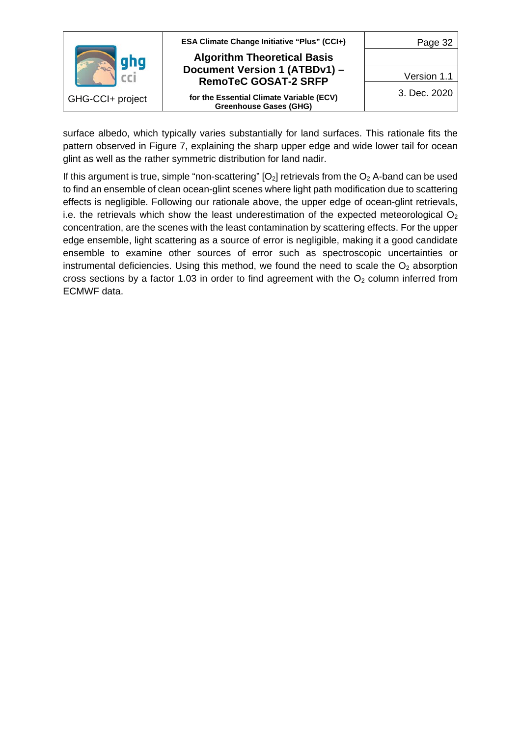surface albedo, which typically varies substantially for land surfaces. This rationale fits the pattern observed in Figure 7, explaining the sharp upper edge and wide lower tail for ocean glint as well as the rather symmetric distribution for land nadir.

If this argument is true, simple "non-scattering" [$O_2$] retrievals from the $O_2$ A-band can be used to find an ensemble of clean ocean-glint scenes where light path modification due to scattering effects is negligible. Following our rationale above, the upper edge of ocean-glint retrievals, i.e. the retrievals which show the least underestimation of the expected meteorological $O_2$ concentration, are the scenes with the least contamination by scattering effects. For the upper edge ensemble, light scattering as a source of error is negligible, making it a good candidate ensemble to examine other sources of error such as spectroscopic uncertainties or instrumental deficiencies. Using this method, we found the need to scale the $O_2$ absorption cross sections by a factor 1.03 in order to find agreement with the $O_2$ column inferred from ECMWF data.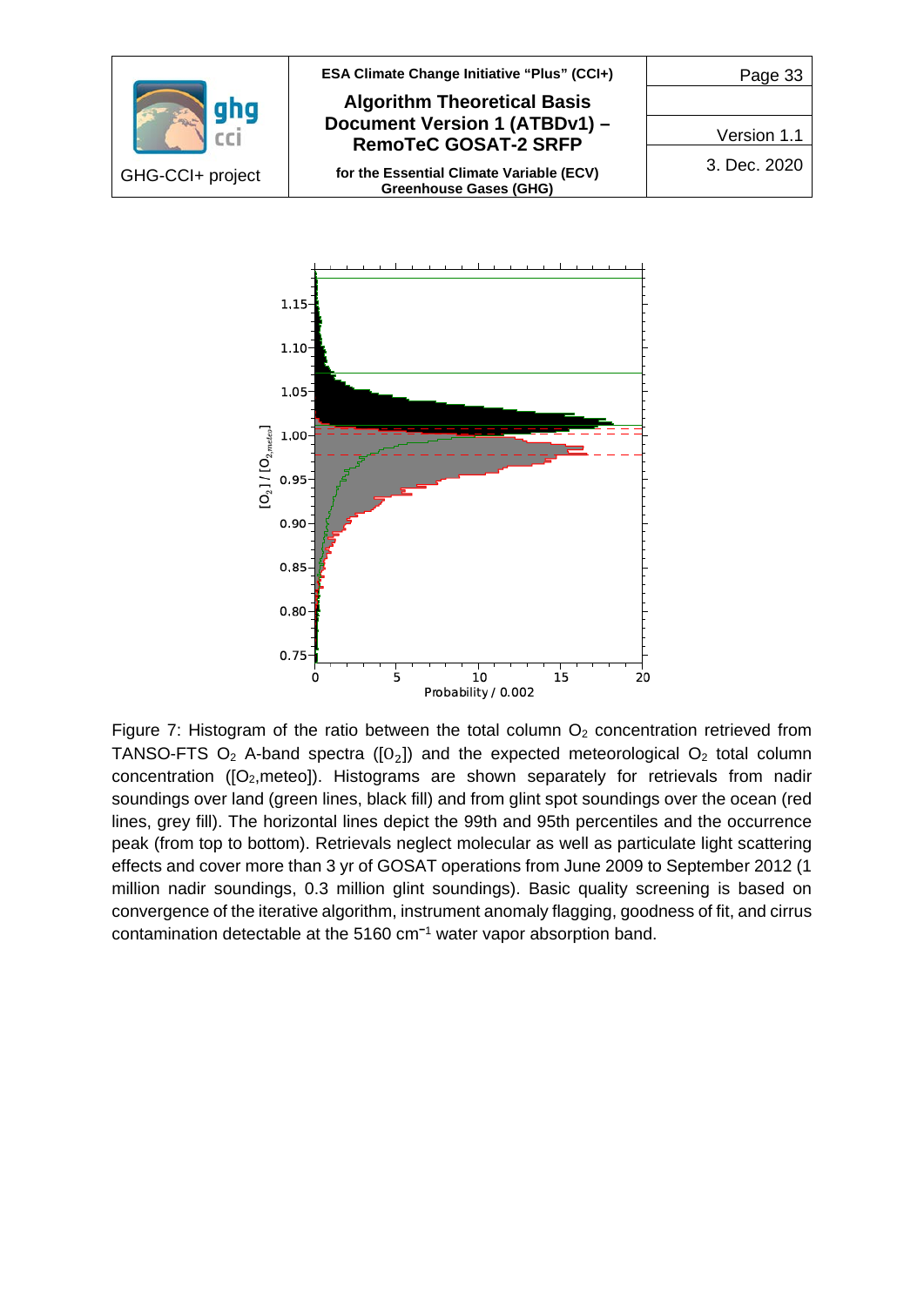Figure 7: Histogram of the ratio between the total column $O_2$ concentration retrieved from TANSO-FTS $O_2$ A-band spectra ($[O_2]$) and the expected meteorological $O_2$ total column concentration ($[O_{2,meteo}]$). Histograms are shown separately for retrievals from nadir soundings over land (green lines, black fill) and from glint spot soundings over the ocean (red lines, grey fill). The horizontal lines depict the 99th and 95th percentiles and the occurrence peak (from top to bottom). Retrievals neglect molecular as well as particulate light scattering effects and cover more than 3 yr of GOSAT operations from June 2009 to September 2012 (1 million nadir soundings, 0.3 million glint soundings). Basic quality screening is based on convergence of the iterative algorithm, instrument anomaly flagging, goodness of fit, and cirrus contamination detectable at the 5160 $cm^{-1}$ water vapor absorption band.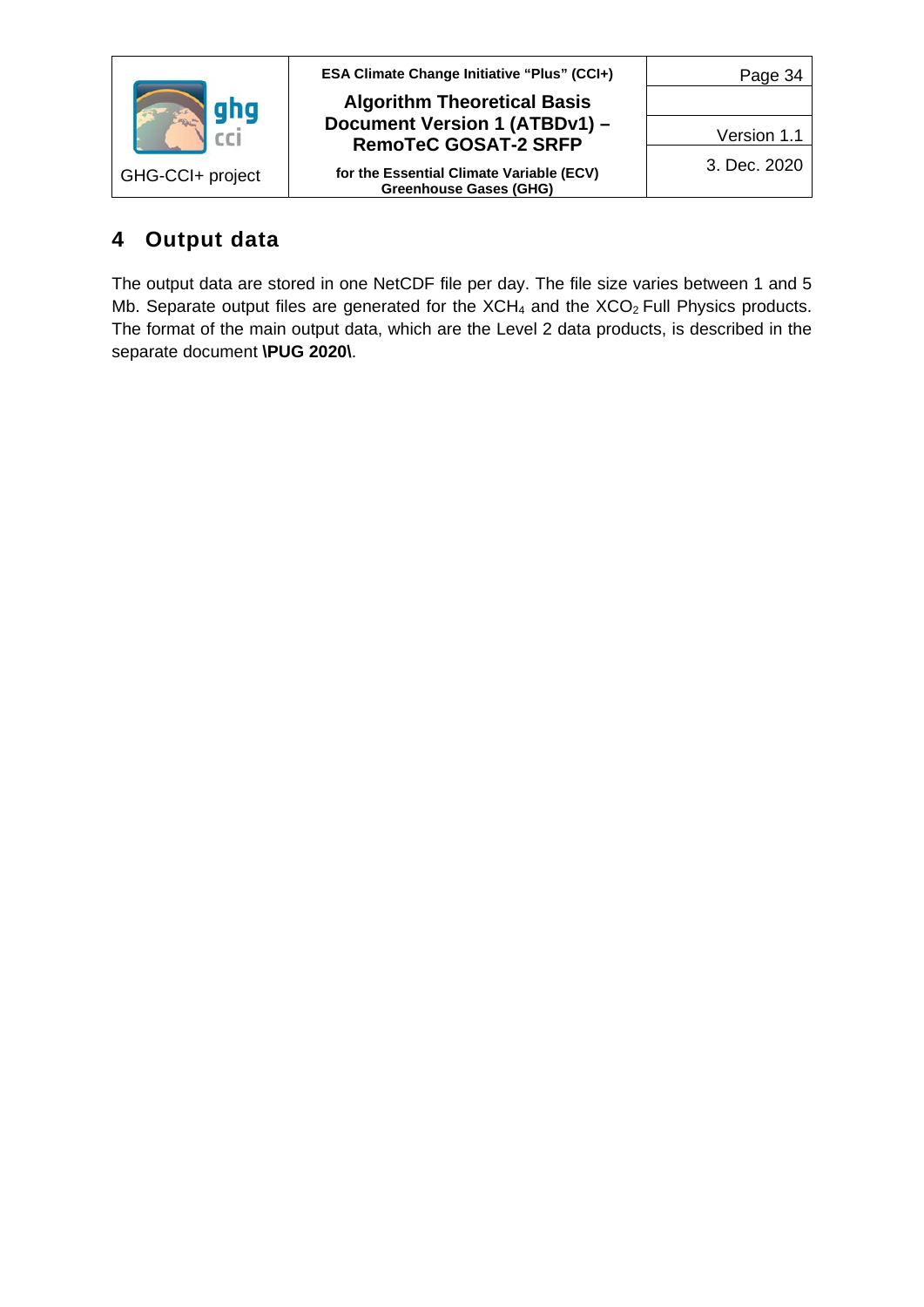# 4 Output data

The output data are stored in one NetCDF file per day. The file size varies between 1 and 5 Mb. Separate output files are generated for the $XCH_4$ and the $XCO_2$ Full Physics products. The format of the main output data, which are the Level 2 data products, is described in the separate document **\PUG 2020\**.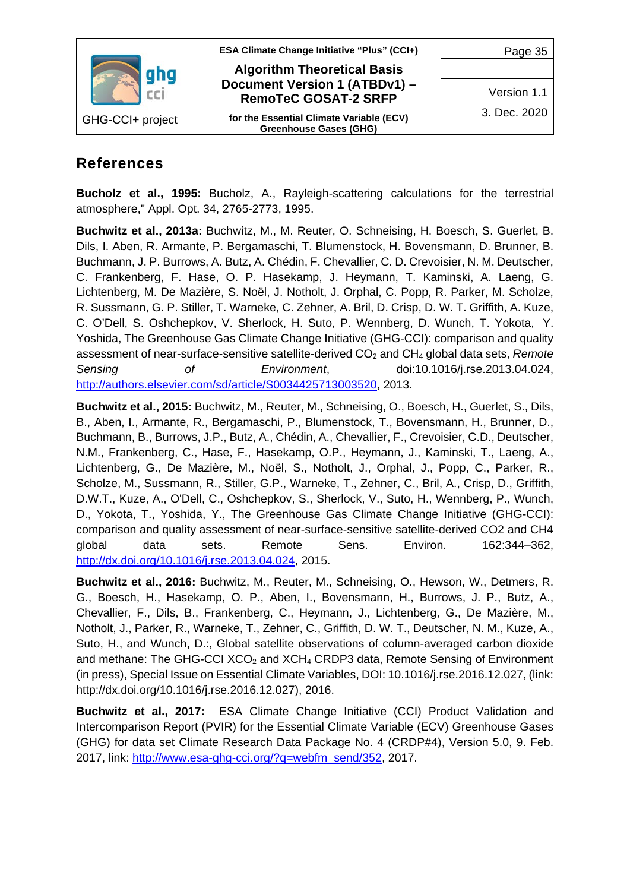## References

**Bucholz et al., 1995:** Bucholz, A., Rayleigh-scattering calculations for the terrestrial atmosphere," Appl. Opt. 34, 2765-2773, 1995.

**Buchwitz et al., 2013a:** Buchwitz, M., M. Reuter, O. Schneising, H. Boesch, S. Guerlet, B. Dils, I. Aben, R. Armante, P. Bergamaschi, T. Blumenstock, H. Bovensmann, D. Brunner, B. Buchmann, J. P. Burrows, A. Butz, A. Chédin, F. Chevallier, C. D. Crevoisier, N. M. Deutscher, C. Frankenberg, F. Hase, O. P. Hasekamp, J. Heymann, T. Kaminski, A. Laeng, G. Lichtenberg, M. De Mazière, S. Noël, J. Notholt, J. Orphal, C. Popp, R. Parker, M. Scholze, R. Sussmann, G. P. Stiller, T. Warneke, C. Zehner, A. Bril, D. Crisp, D. W. T. Griffith, A. Kuze, C. O'Dell, S. Oshchepkov, V. Sherlock, H. Suto, P. Wennberg, D. Wunch, T. Yokota, Y. Yoshida, The Greenhouse Gas Climate Change Initiative (GHG-CCI): comparison and quality assessment of near-surface-sensitive satellite-derived $CO_2$ and $CH_4$ global data sets, *Remote Sensing of Environment*, doi:10.1016/j.rse.2013.04.024, http://authors.elsevier.com/sd/article/S0034425713003520, 2013.

**Buchwitz et al., 2015:** Buchwitz, M., Reuter, M., Schneising, O., Boesch, H., Guerlet, S., Dils, B., Aben, I., Armante, R., Bergamaschi, P., Blumenstock, T., Bovensmann, H., Brunner, D., Buchmann, B., Burrows, J.P., Butz, A., Chédin, A., Chevallier, F., Crevoisier, C.D., Deutscher, N.M., Frankenberg, C., Hase, F., Hasekamp, O.P., Heymann, J., Kaminski, T., Laeng, A., Lichtenberg, G., De Mazière, M., Noël, S., Notholt, J., Orphal, J., Popp, C., Parker, R., Scholze, M., Sussmann, R., Stiller, G.P., Warneke, T., Zehner, C., Bril, A., Crisp, D., Griffith, D.W.T., Kuze, A., O'Dell, C., Oshchepkov, S., Sherlock, V., Suto, H., Wennberg, P., Wunch, D., Yokota, T., Yoshida, Y., The Greenhouse Gas Climate Change Initiative (GHG-CCI): comparison and quality assessment of near-surface-sensitive satellite-derived CO2 and CH4 global data sets. Remote Sens. Environ. 162:344–362, http://dx.doi.org/10.1016/j.rse.2013.04.024, 2015.

**Buchwitz et al., 2016:** Buchwitz, M., Reuter, M., Schneising, O., Hewson, W., Detmers, R. G., Boesch, H., Hasekamp, O. P., Aben, I., Bovensmann, H., Burrows, J. P., Butz, A., Chevallier, F., Dils, B., Frankenberg, C., Heymann, J., Lichtenberg, G., De Mazière, M., Notholt, J., Parker, R., Warneke, T., Zehner, C., Griffith, D. W. T., Deutscher, N. M., Kuze, A., Suto, H., and Wunch, D.:, Global satellite observations of column-averaged carbon dioxide and methane: The GHG-CCI $XCO_2$ and $XCH_4$ CRDP3 data, Remote Sensing of Environment (in press), Special Issue on Essential Climate Variables, DOI: 10.1016/j.rse.2016.12.027, (link: http://dx.doi.org/10.1016/j.rse.2016.12.027), 2016.

**Buchwitz et al., 2017:** ESA Climate Change Initiative (CCI) Product Validation and Intercomparison Report (PVIR) for the Essential Climate Variable (ECV) Greenhouse Gases (GHG) for data set Climate Research Data Package No. 4 (CRDP#4), Version 5.0, 9. Feb. 2017, link: http://www.esa-ghg-cci.org/?q=webfm_send/352, 2017.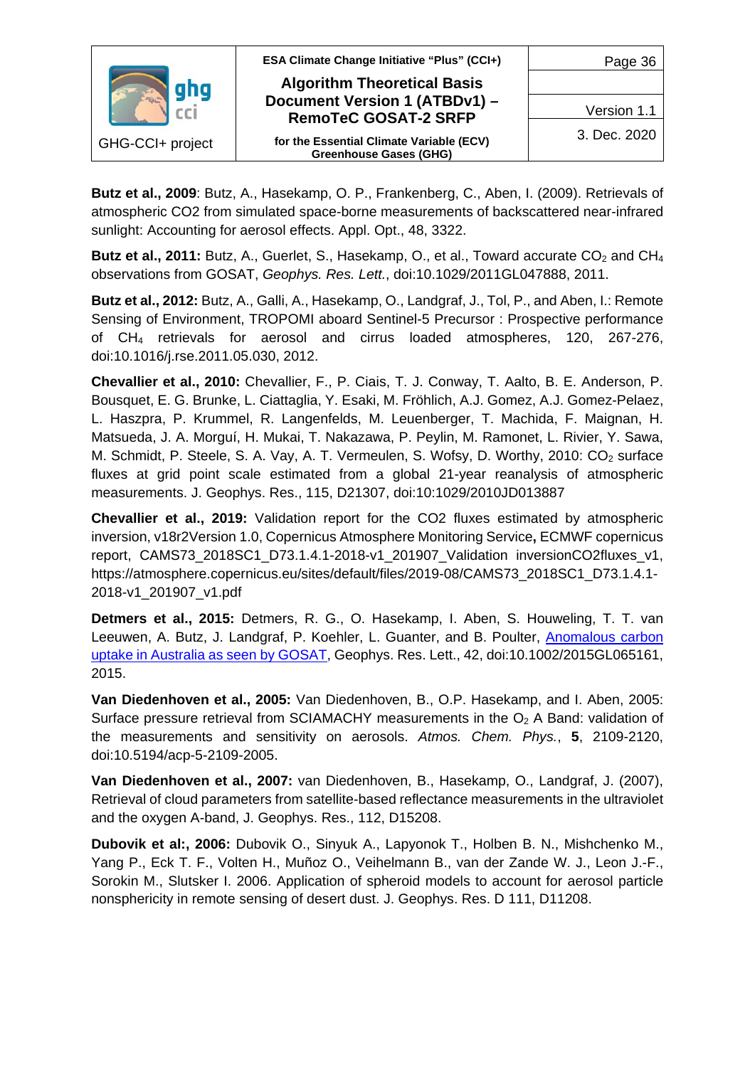**Butz et al., 2009**: Butz, A., Hasekamp, O. P., Frankenberg, C., Aben, I. (2009). Retrievals of atmospheric CO2 from simulated space-borne measurements of backscattered near-infrared sunlight: Accounting for aerosol effects. Appl. Opt., 48, 3322.

**Butz et al., 2011:** Butz, A., Guerlet, S., Hasekamp, O., et al., Toward accurate $CO_2$ and $CH_4$ observations from GOSAT, *Geophys. Res. Lett.*, doi:10.1029/2011GL047888, 2011.

**Butz et al., 2012:** Butz, A., Galli, A., Hasekamp, O., Landgraf, J., Tol, P., and Aben, I.: Remote Sensing of Environment, TROPOMI aboard Sentinel-5 Precursor : Prospective performance of $CH_4$ retrievals for aerosol and cirrus loaded atmospheres, 120, 267-276, doi:10.1016/j.rse.2011.05.030, 2012.

**Chevallier et al., 2010:** Chevallier, F., P. Ciais, T. J. Conway, T. Aalto, B. E. Anderson, P. Bousquet, E. G. Brunke, L. Ciattaglia, Y. Esaki, M. Fröhlich, A.J. Gomez, A.J. Gomez-Pelaez, L. Haszpra, P. Krummel, R. Langenfelds, M. Leuenberger, T. Machida, F. Maignan, H. Matsueda, J. A. Morguí, H. Mukai, T. Nakazawa, P. Peylin, M. Ramonet, L. Rivier, Y. Sawa, M. Schmidt, P. Steele, S. A. Vay, A. T. Vermeulen, S. Wofsy, D. Worthy, 2010: $CO_2$ surface fluxes at grid point scale estimated from a global 21-year reanalysis of atmospheric measurements. J. Geophys. Res., 115, D21307, doi:10:1029/2010JD013887

**Chevallier et al., 2019:** Validation report for the CO2 fluxes estimated by atmospheric inversion, v18r2Version 1.0, Copernicus Atmosphere Monitoring Service**,** ECMWF copernicus report, CAMS73_2018SC1_D73.1.4.1-2018-v1_201907_Validation inversionCO2fluxes_v1, https://atmosphere.copernicus.eu/sites/default/files/2019-08/CAMS73_2018SC1_D73.1.4.1-2018-v1_201907_v1.pdf

**Detmers et al., 2015:** Detmers, R. G., O. Hasekamp, I. Aben, S. Houweling, T. T. van Leeuwen, A. Butz, J. Landgraf, P. Koehler, L. Guanter, and B. Poulter, Anomalous carbon uptake in Australia as seen by GOSAT, Geophys. Res. Lett., 42, doi:10.1002/2015GL065161, 2015.

**Van Diedenhoven et al., 2005:** Van Diedenhoven, B., O.P. Hasekamp, and I. Aben, 2005: Surface pressure retrieval from SCIAMACHY measurements in the $O_2$ A Band: validation of the measurements and sensitivity on aerosols. *Atmos. Chem. Phys.*, **5**, 2109-2120, doi:10.5194/acp-5-2109-2005.

**Van Diedenhoven et al., 2007:** van Diedenhoven, B., Hasekamp, O., Landgraf, J. (2007), Retrieval of cloud parameters from satellite-based reflectance measurements in the ultraviolet and the oxygen A-band, J. Geophys. Res., 112, D15208.

**Dubovik et al:, 2006:** Dubovik O., Sinyuk A., Lapyonok T., Holben B. N., Mishchenko M., Yang P., Eck T. F., Volten H., Muñoz O., Veihelmann B., van der Zande W. J., Leon J.-F., Sorokin M., Slutsker I. 2006. Application of spheroid models to account for aerosol particle nonsphericity in remote sensing of desert dust. J. Geophys. Res. D 111, D11208.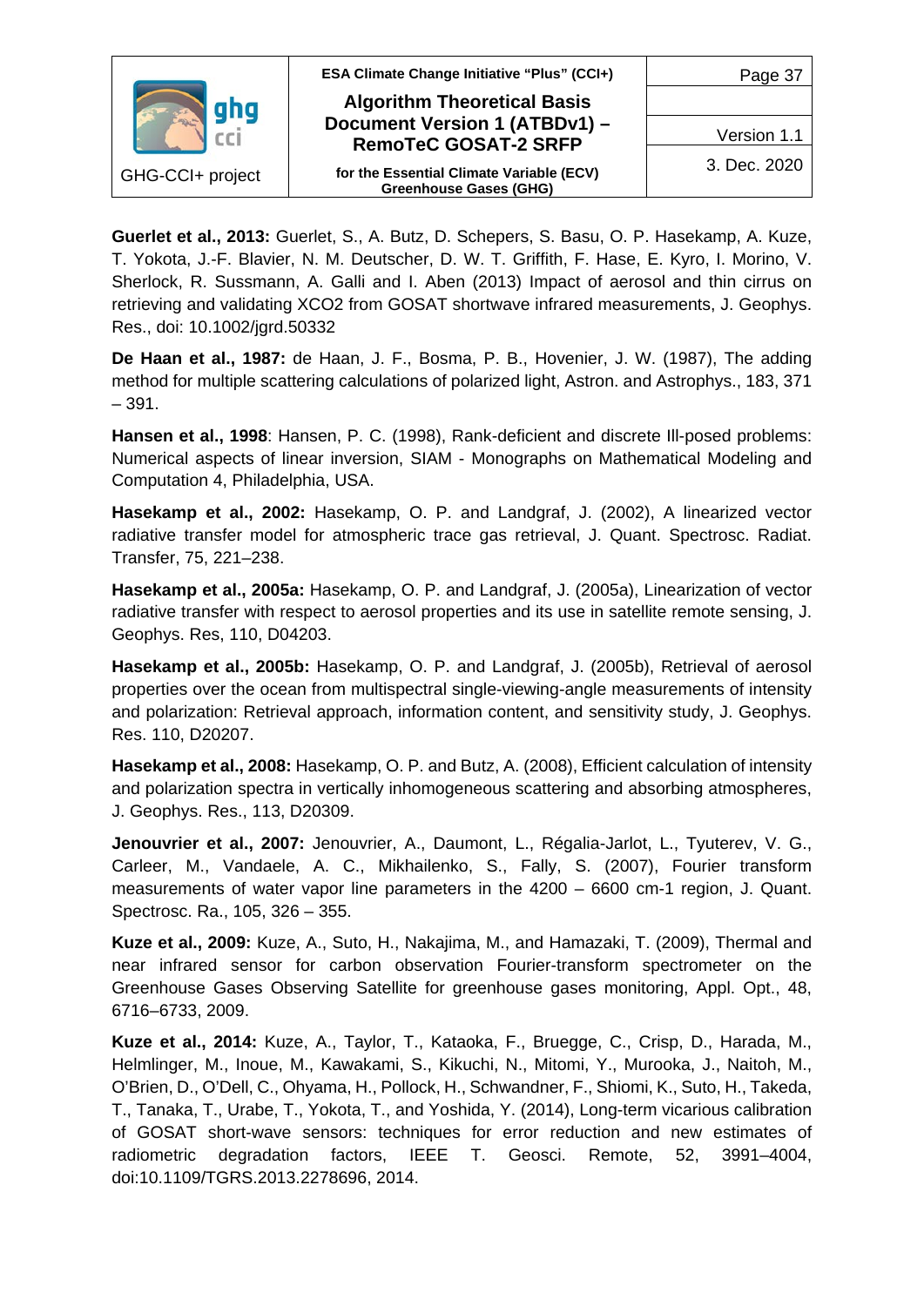**Guerlet et al., 2013:** Guerlet, S., A. Butz, D. Schepers, S. Basu, O. P. Hasekamp, A. Kuze, T. Yokota, J.-F. Blavier, N. M. Deutscher, D. W. T. Griffith, F. Hase, E. Kyro, I. Morino, V. Sherlock, R. Sussmann, A. Galli and I. Aben (2013) Impact of aerosol and thin cirrus on retrieving and validating XCO2 from GOSAT shortwave infrared measurements, J. Geophys. Res., doi: 10.1002/jgrd.50332

**De Haan et al., 1987:** de Haan, J. F., Bosma, P. B., Hovenier, J. W. (1987), The adding method for multiple scattering calculations of polarized light, Astron. and Astrophys., 183, 371 – 391.

**Hansen et al., 1998**: Hansen, P. C. (1998), Rank-deficient and discrete Ill-posed problems: Numerical aspects of linear inversion, SIAM - Monographs on Mathematical Modeling and Computation 4, Philadelphia, USA.

**Hasekamp et al., 2002:** Hasekamp, O. P. and Landgraf, J. (2002), A linearized vector radiative transfer model for atmospheric trace gas retrieval, J. Quant. Spectrosc. Radiat. Transfer, 75, 221–238.

**Hasekamp et al., 2005a:** Hasekamp, O. P. and Landgraf, J. (2005a), Linearization of vector radiative transfer with respect to aerosol properties and its use in satellite remote sensing, J. Geophys. Res, 110, D04203.

**Hasekamp et al., 2005b:** Hasekamp, O. P. and Landgraf, J. (2005b), Retrieval of aerosol properties over the ocean from multispectral single-viewing-angle measurements of intensity and polarization: Retrieval approach, information content, and sensitivity study, J. Geophys. Res. 110, D20207.

**Hasekamp et al., 2008:** Hasekamp, O. P. and Butz, A. (2008), Efficient calculation of intensity and polarization spectra in vertically inhomogeneous scattering and absorbing atmospheres, J. Geophys. Res., 113, D20309.

**Jenouvrier et al., 2007:** Jenouvrier, A., Daumont, L., Régalia-Jarlot, L., Tyuterev, V. G., Carleer, M., Vandaele, A. C., Mikhailenko, S., Fally, S. (2007), Fourier transform measurements of water vapor line parameters in the 4200 – 6600 cm-1 region, J. Quant. Spectrosc. Ra., 105, 326 – 355.

**Kuze et al., 2009:** Kuze, A., Suto, H., Nakajima, M., and Hamazaki, T. (2009), Thermal and near infrared sensor for carbon observation Fourier-transform spectrometer on the Greenhouse Gases Observing Satellite for greenhouse gases monitoring, Appl. Opt., 48, 6716–6733, 2009.

**Kuze et al., 2014:** Kuze, A., Taylor, T., Kataoka, F., Bruegge, C., Crisp, D., Harada, M., Helmlinger, M., Inoue, M., Kawakami, S., Kikuchi, N., Mitomi, Y., Murooka, J., Naitoh, M., O'Brien, D., O'Dell, C., Ohyama, H., Pollock, H., Schwandner, F., Shiomi, K., Suto, H., Takeda, T., Tanaka, T., Urabe, T., Yokota, T., and Yoshida, Y. (2014), Long-term vicarious calibration of GOSAT short-wave sensors: techniques for error reduction and new estimates of radiometric degradation factors, IEEE T. Geosci. Remote, 52, 3991–4004, doi:10.1109/TGRS.2013.2278696, 2014.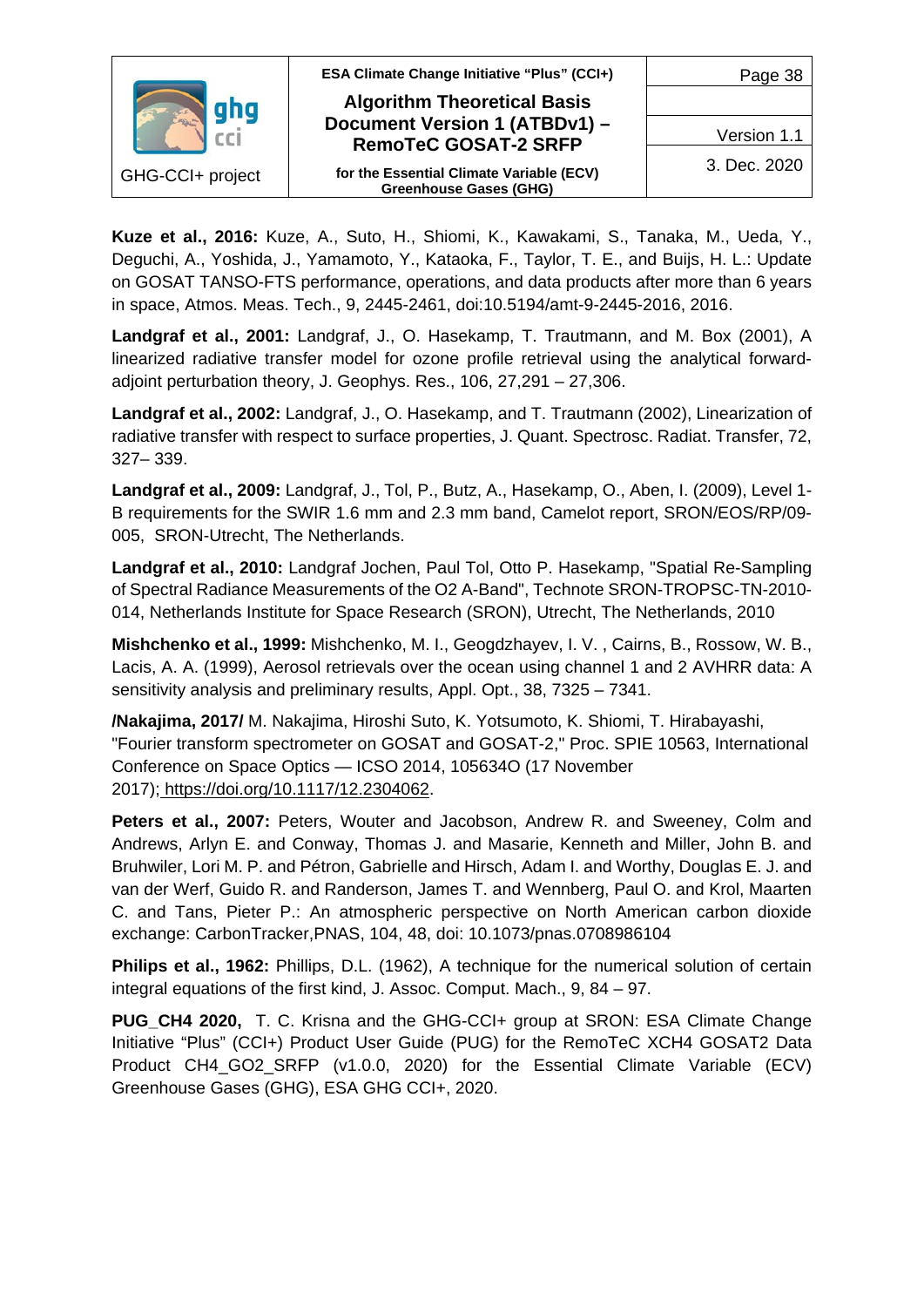**Kuze et al., 2016:** Kuze, A., Suto, H., Shiomi, K., Kawakami, S., Tanaka, M., Ueda, Y., Deguchi, A., Yoshida, J., Yamamoto, Y., Kataoka, F., Taylor, T. E., and Buijs, H. L.: Update on GOSAT TANSO-FTS performance, operations, and data products after more than 6 years in space, Atmos. Meas. Tech., 9, 2445-2461, doi:10.5194/amt-9-2445-2016, 2016.

**Landgraf et al., 2001:** Landgraf, J., O. Hasekamp, T. Trautmann, and M. Box (2001), A linearized radiative transfer model for ozone profile retrieval using the analytical forward-adjoint perturbation theory, J. Geophys. Res., 106, 27,291 – 27,306.

**Landgraf et al., 2002:** Landgraf, J., O. Hasekamp, and T. Trautmann (2002), Linearization of radiative transfer with respect to surface properties, J. Quant. Spectrosc. Radiat. Transfer, 72, 327– 339.

**Landgraf et al., 2009:** Landgraf, J., Tol, P., Butz, A., Hasekamp, O., Aben, I. (2009), Level 1-B requirements for the SWIR 1.6 mm and 2.3 mm band, Camelot report, SRON/EOS/RP/09-005, SRON-Utrecht, The Netherlands.

**Landgraf et al., 2010:** Landgraf Jochen, Paul Tol, Otto P. Hasekamp, "Spatial Re-Sampling of Spectral Radiance Measurements of the O2 A-Band", Technote SRON-TROPSC-TN-2010-014, Netherlands Institute for Space Research (SRON), Utrecht, The Netherlands, 2010

**Mishchenko et al., 1999:** Mishchenko, M. I., Geogdzhayev, I. V. , Cairns, B., Rossow, W. B., Lacis, A. A. (1999), Aerosol retrievals over the ocean using channel 1 and 2 AVHRR data: A sensitivity analysis and preliminary results, Appl. Opt., 38, 7325 – 7341.

**/Nakajima, 2017/** M. Nakajima, Hiroshi Suto, K. Yotsumoto, K. Shiomi, T. Hirabayashi, "Fourier transform spectrometer on GOSAT and GOSAT-2," Proc. SPIE 10563, International Conference on Space Optics — ICSO 2014, 105634O (17 November 2017); https://doi.org/10.1117/12.2304062.

**Peters et al., 2007:** Peters, Wouter and Jacobson, Andrew R. and Sweeney, Colm and Andrews, Arlyn E. and Conway, Thomas J. and Masarie, Kenneth and Miller, John B. and Bruhwiler, Lori M. P. and Pétron, Gabrielle and Hirsch, Adam I. and Worthy, Douglas E. J. and van der Werf, Guido R. and Randerson, James T. and Wennberg, Paul O. and Krol, Maarten C. and Tans, Pieter P.: An atmospheric perspective on North American carbon dioxide exchange: CarbonTracker,PNAS, 104, 48, doi: 10.1073/pnas.0708986104

**Philips et al., 1962:** Phillips, D.L. (1962), A technique for the numerical solution of certain integral equations of the first kind, J. Assoc. Comput. Mach., 9, 84 – 97.

**PUG_CH4 2020,** T. C. Krisna and the GHG-CCI+ group at SRON: ESA Climate Change Initiative "Plus" (CCI+) Product User Guide (PUG) for the RemoTeC XCH4 GOSAT2 Data Product CH4_GO2_SRFP (v1.0.0, 2020) for the Essential Climate Variable (ECV) Greenhouse Gases (GHG), ESA GHG CCI+, 2020.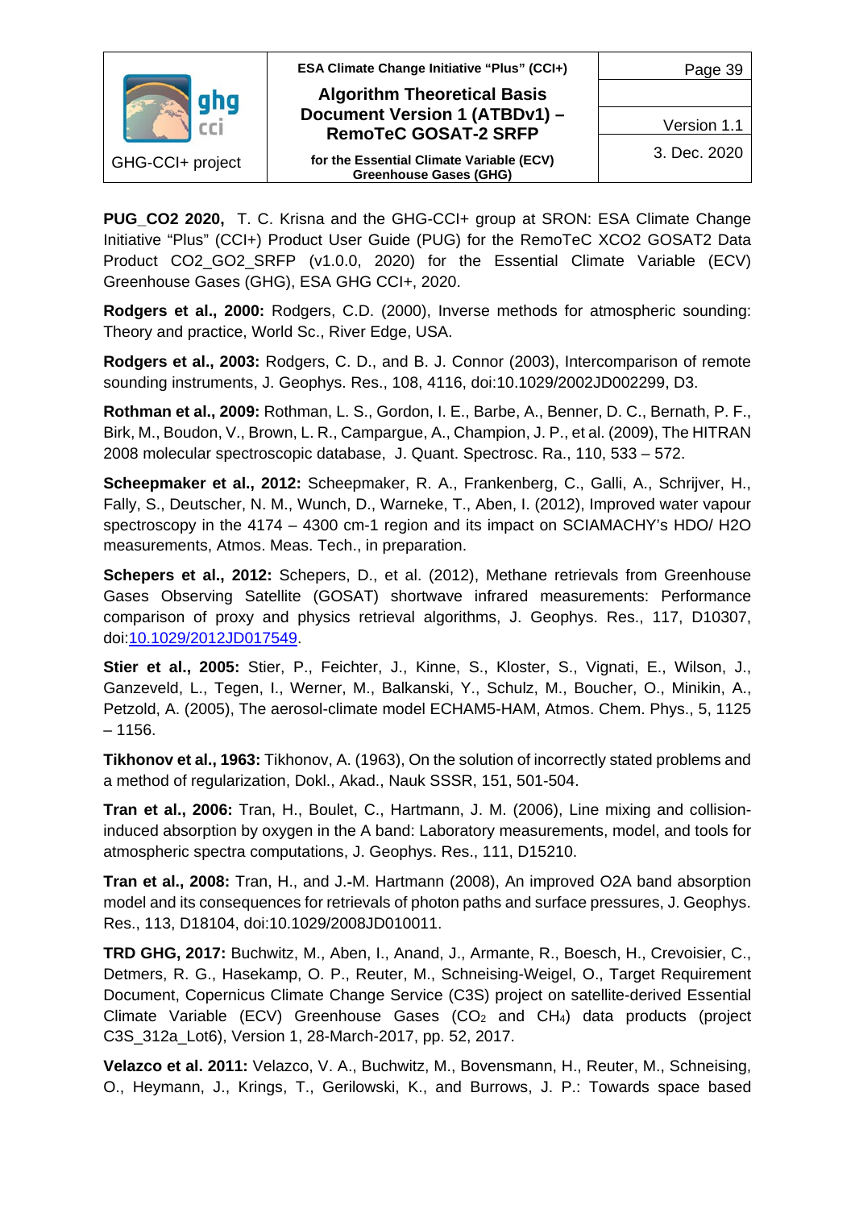**PUG_CO2 2020,** T. C. Krisna and the GHG-CCI+ group at SRON: ESA Climate Change Initiative "Plus" (CCI+) Product User Guide (PUG) for the RemoTeC XCO2 GOSAT2 Data Product CO2_GO2_SRFP (v1.0.0, 2020) for the Essential Climate Variable (ECV) Greenhouse Gases (GHG), ESA GHG CCI+, 2020.

**Rodgers et al., 2000:** Rodgers, C.D. (2000), Inverse methods for atmospheric sounding: Theory and practice, World Sc., River Edge, USA.

**Rodgers et al., 2003:** Rodgers, C. D., and B. J. Connor (2003), Intercomparison of remote sounding instruments, J. Geophys. Res., 108, 4116, doi:10.1029/2002JD002299, D3.

**Rothman et al., 2009:** Rothman, L. S., Gordon, I. E., Barbe, A., Benner, D. C., Bernath, P. F., Birk, M., Boudon, V., Brown, L. R., Campargue, A., Champion, J. P., et al. (2009), The HITRAN 2008 molecular spectroscopic database, J. Quant. Spectrosc. Ra., 110, 533 – 572.

**Scheepmaker et al., 2012:** Scheepmaker, R. A., Frankenberg, C., Galli, A., Schrijver, H., Fally, S., Deutscher, N. M., Wunch, D., Warneke, T., Aben, I. (2012), Improved water vapour spectroscopy in the 4174 – 4300 cm-1 region and its impact on SCIAMACHY's HDO/ H2O measurements, Atmos. Meas. Tech., in preparation.

**Schepers et al., 2012:** Schepers, D., et al. (2012), Methane retrievals from Greenhouse Gases Observing Satellite (GOSAT) shortwave infrared measurements: Performance comparison of proxy and physics retrieval algorithms, J. Geophys. Res., 117, D10307, doi:10.1029/2012JD017549.

**Stier et al., 2005:** Stier, P., Feichter, J., Kinne, S., Kloster, S., Vignati, E., Wilson, J., Ganzeveld, L., Tegen, I., Werner, M., Balkanski, Y., Schulz, M., Boucher, O., Minikin, A., Petzold, A. (2005), The aerosol-climate model ECHAM5-HAM, Atmos. Chem. Phys., 5, 1125 – 1156.

**Tikhonov et al., 1963:** Tikhonov, A. (1963), On the solution of incorrectly stated problems and a method of regularization, Dokl., Akad., Nauk SSSR, 151, 501-504.

**Tran et al., 2006:** Tran, H., Boulet, C., Hartmann, J. M. (2006), Line mixing and collision-induced absorption by oxygen in the A band: Laboratory measurements, model, and tools for atmospheric spectra computations, J. Geophys. Res., 111, D15210.

**Tran et al., 2008:** Tran, H., and J.-M. Hartmann (2008), An improved O2A band absorption model and its consequences for retrievals of photon paths and surface pressures, J. Geophys. Res., 113, D18104, doi:10.1029/2008JD010011.

**TRD GHG, 2017:** Buchwitz, M., Aben, I., Anand, J., Armante, R., Boesch, H., Crevoisier, C., Detmers, R. G., Hasekamp, O. P., Reuter, M., Schneising-Weigel, O., Target Requirement Document, Copernicus Climate Change Service (C3S) project on satellite-derived Essential Climate Variable (ECV) Greenhouse Gases ($CO_2$ and $CH_4$) data products (project C3S_312a_Lot6), Version 1, 28-March-2017, pp. 52, 2017.

**Velazco et al. 2011:** Velazco, V. A., Buchwitz, M., Bovensmann, H., Reuter, M., Schneising, O., Heymann, J., Krings, T., Gerilowski, K., and Burrows, J. P.: Towards space based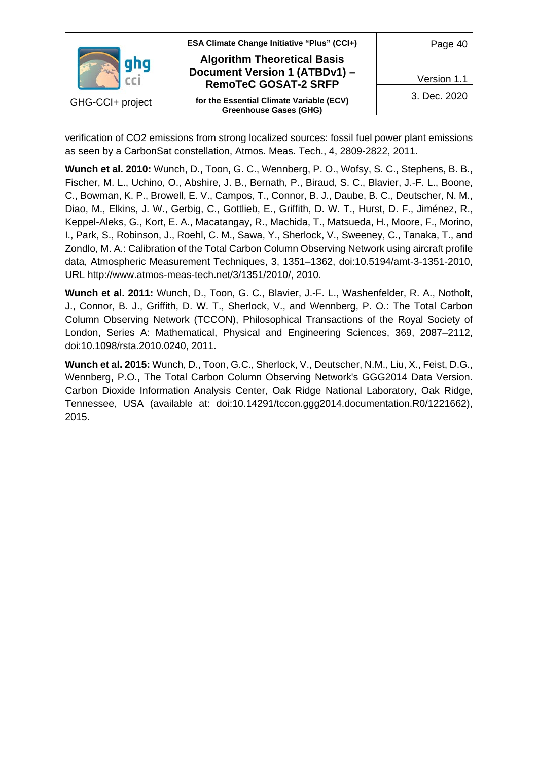verification of CO2 emissions from strong localized sources: fossil fuel power plant emissions as seen by a CarbonSat constellation, Atmos. Meas. Tech., 4, 2809-2822, 2011.

**Wunch et al. 2010:** Wunch, D., Toon, G. C., Wennberg, P. O., Wofsy, S. C., Stephens, B. B., Fischer, M. L., Uchino, O., Abshire, J. B., Bernath, P., Biraud, S. C., Blavier, J.-F. L., Boone, C., Bowman, K. P., Browell, E. V., Campos, T., Connor, B. J., Daube, B. C., Deutscher, N. M., Diao, M., Elkins, J. W., Gerbig, C., Gottlieb, E., Griffith, D. W. T., Hurst, D. F., Jiménez, R., Keppel-Aleks, G., Kort, E. A., Macatangay, R., Machida, T., Matsueda, H., Moore, F., Morino, I., Park, S., Robinson, J., Roehl, C. M., Sawa, Y., Sherlock, V., Sweeney, C., Tanaka, T., and Zondlo, M. A.: Calibration of the Total Carbon Column Observing Network using aircraft profile data, Atmospheric Measurement Techniques, 3, 1351–1362, doi:10.5194/amt-3-1351-2010, URL http://www.atmos-meas-tech.net/3/1351/2010/, 2010.

**Wunch et al. 2011:** Wunch, D., Toon, G. C., Blavier, J.-F. L., Washenfelder, R. A., Notholt, J., Connor, B. J., Griffith, D. W. T., Sherlock, V., and Wennberg, P. O.: The Total Carbon Column Observing Network (TCCON), Philosophical Transactions of the Royal Society of London, Series A: Mathematical, Physical and Engineering Sciences, 369, 2087–2112, doi:10.1098/rsta.2010.0240, 2011.

**Wunch et al. 2015:** Wunch, D., Toon, G.C., Sherlock, V., Deutscher, N.M., Liu, X., Feist, D.G., Wennberg, P.O., The Total Carbon Column Observing Network's GGG2014 Data Version. Carbon Dioxide Information Analysis Center, Oak Ridge National Laboratory, Oak Ridge, Tennessee, USA (available at: doi:10.14291/tccon.ggg2014.documentation.R0/1221662), 2015.